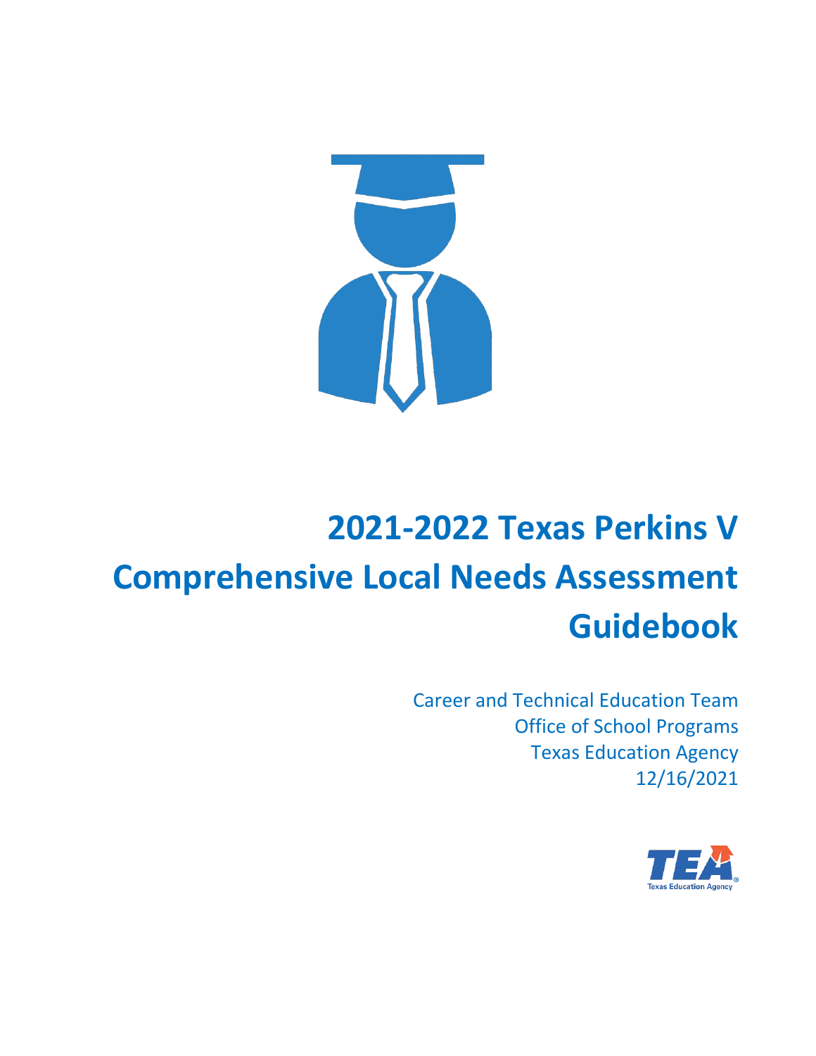# 2021-2022 Texas Perkins V Comprehensive Local Needs Assessment Guidebook

Career and Technical Education Team
Office of School Programs
Texas Education Agency
12/16/2021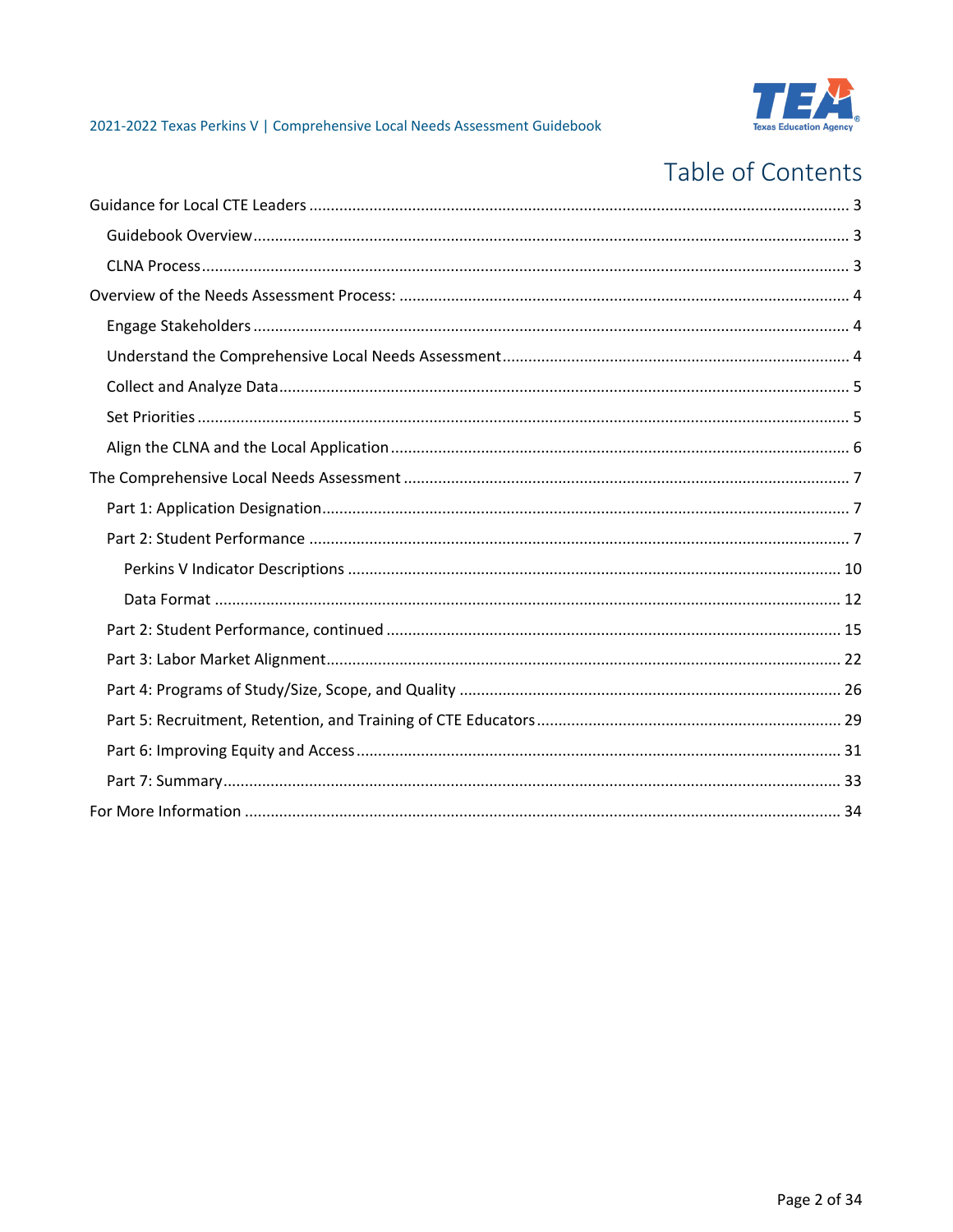# Table of Contents

- Guidance for Local CTE Leaders ..... 3
  - Guidebook Overview ..... 3
  - CLNA Process ..... 3
- Overview of the Needs Assessment Process: ..... 4
  - Engage Stakeholders ..... 4
  - Understand the Comprehensive Local Needs Assessment ..... 4
  - Collect and Analyze Data ..... 5
  - Set Priorities ..... 5
  - Align the CLNA and the Local Application ..... 6
- The Comprehensive Local Needs Assessment ..... 7
  - Part 1: Application Designation ..... 7
  - Part 2: Student Performance ..... 7
    - Perkins V Indicator Descriptions ..... 10
    - Data Format ..... 12
  - Part 2: Student Performance, continued ..... 15
  - Part 3: Labor Market Alignment ..... 22
  - Part 4: Programs of Study/Size, Scope, and Quality ..... 26
  - Part 5: Recruitment, Retention, and Training of CTE Educators ..... 29
  - Part 6: Improving Equity and Access ..... 31
  - Part 7: Summary ..... 33
- For More Information ..... 34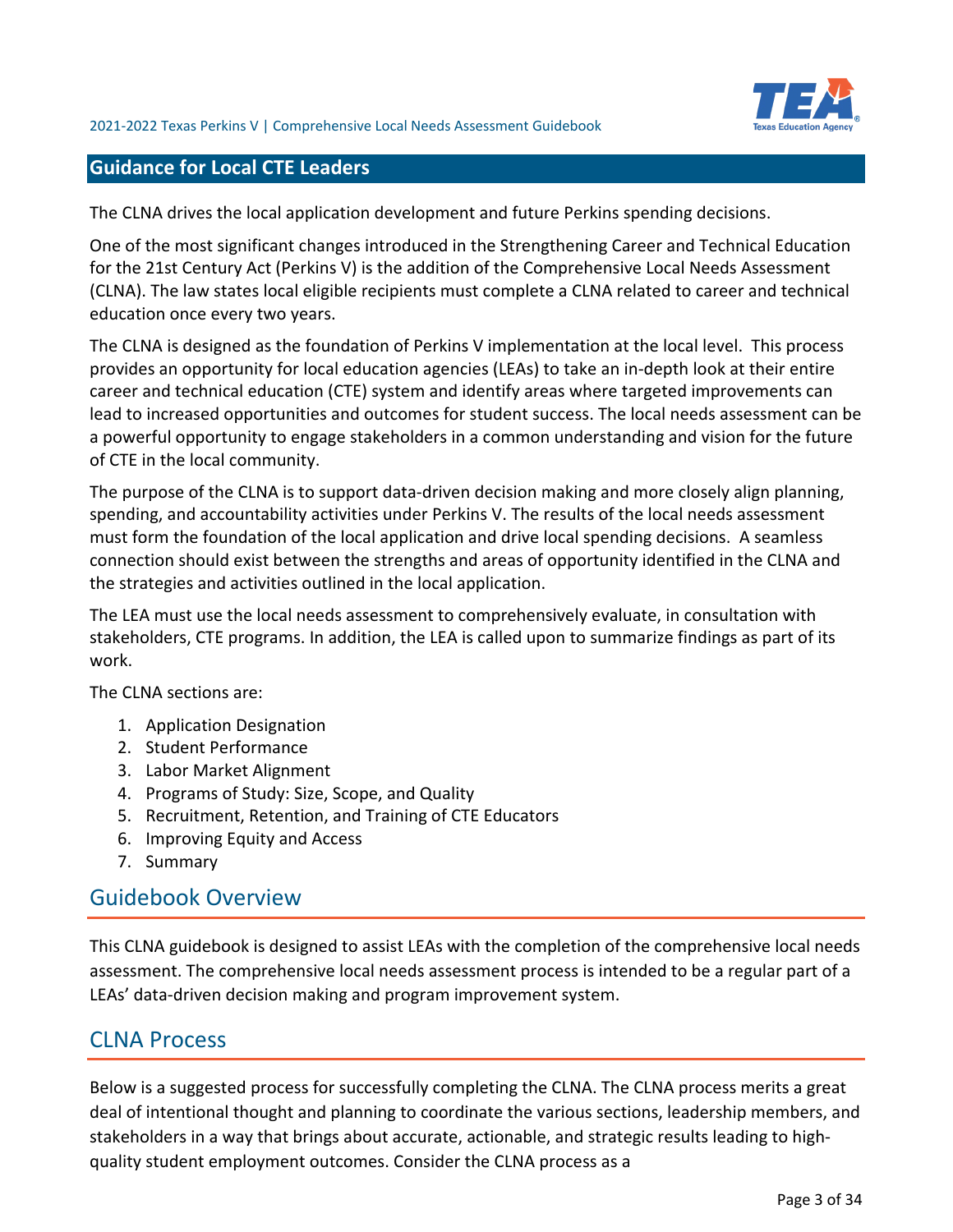## Guidance for Local CTE Leaders

The CLNA drives the local application development and future Perkins spending decisions.

One of the most significant changes introduced in the Strengthening Career and Technical Education for the 21st Century Act (Perkins V) is the addition of the Comprehensive Local Needs Assessment (CLNA). The law states local eligible recipients must complete a CLNA related to career and technical education once every two years.

The CLNA is designed as the foundation of Perkins V implementation at the local level. This process provides an opportunity for local education agencies (LEAs) to take an in-depth look at their entire career and technical education (CTE) system and identify areas where targeted improvements can lead to increased opportunities and outcomes for student success. The local needs assessment can be a powerful opportunity to engage stakeholders in a common understanding and vision for the future of CTE in the local community.

The purpose of the CLNA is to support data-driven decision making and more closely align planning, spending, and accountability activities under Perkins V. The results of the local needs assessment must form the foundation of the local application and drive local spending decisions. A seamless connection should exist between the strengths and areas of opportunity identified in the CLNA and the strategies and activities outlined in the local application.

The LEA must use the local needs assessment to comprehensively evaluate, in consultation with stakeholders, CTE programs. In addition, the LEA is called upon to summarize findings as part of its work.

The CLNA sections are:

1. Application Designation
2. Student Performance
3. Labor Market Alignment
4. Programs of Study: Size, Scope, and Quality
5. Recruitment, Retention, and Training of CTE Educators
6. Improving Equity and Access
7. Summary

## Guidebook Overview

This CLNA guidebook is designed to assist LEAs with the completion of the comprehensive local needs assessment. The comprehensive local needs assessment process is intended to be a regular part of a LEAs' data-driven decision making and program improvement system.

## CLNA Process

Below is a suggested process for successfully completing the CLNA. The CLNA process merits a great deal of intentional thought and planning to coordinate the various sections, leadership members, and stakeholders in a way that brings about accurate, actionable, and strategic results leading to high-quality student employment outcomes. Consider the CLNA process as a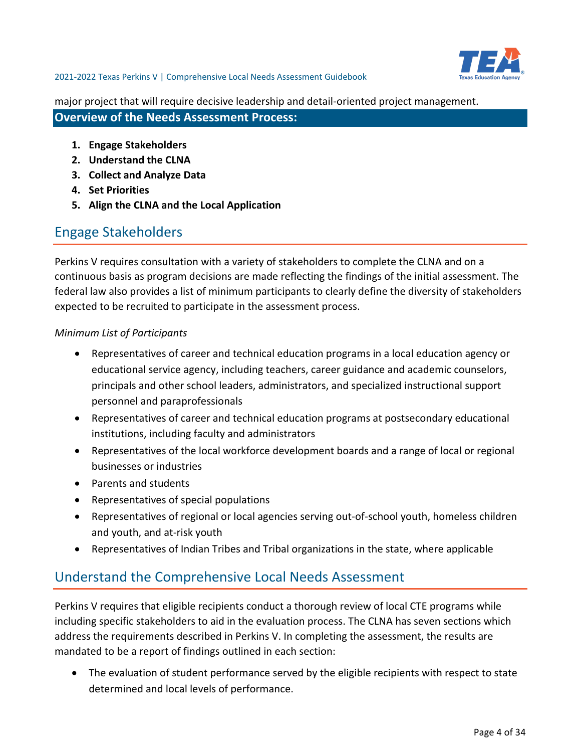major project that will require decisive leadership and detail-oriented project management.

## Overview of the Needs Assessment Process:

1. **Engage Stakeholders**
2. **Understand the CLNA**
3. **Collect and Analyze Data**
4. **Set Priorities**
5. **Align the CLNA and the Local Application**

## Engage Stakeholders

Perkins V requires consultation with a variety of stakeholders to complete the CLNA and on a continuous basis as program decisions are made reflecting the findings of the initial assessment. The federal law also provides a list of minimum participants to clearly define the diversity of stakeholders expected to be recruited to participate in the assessment process.

*Minimum List of Participants*

- Representatives of career and technical education programs in a local education agency or educational service agency, including teachers, career guidance and academic counselors, principals and other school leaders, administrators, and specialized instructional support personnel and paraprofessionals
- Representatives of career and technical education programs at postsecondary educational institutions, including faculty and administrators
- Representatives of the local workforce development boards and a range of local or regional businesses or industries
- Parents and students
- Representatives of special populations
- Representatives of regional or local agencies serving out-of-school youth, homeless children and youth, and at-risk youth
- Representatives of Indian Tribes and Tribal organizations in the state, where applicable

## Understand the Comprehensive Local Needs Assessment

Perkins V requires that eligible recipients conduct a thorough review of local CTE programs while including specific stakeholders to aid in the evaluation process. The CLNA has seven sections which address the requirements described in Perkins V. In completing the assessment, the results are mandated to be a report of findings outlined in each section:

- The evaluation of student performance served by the eligible recipients with respect to state determined and local levels of performance.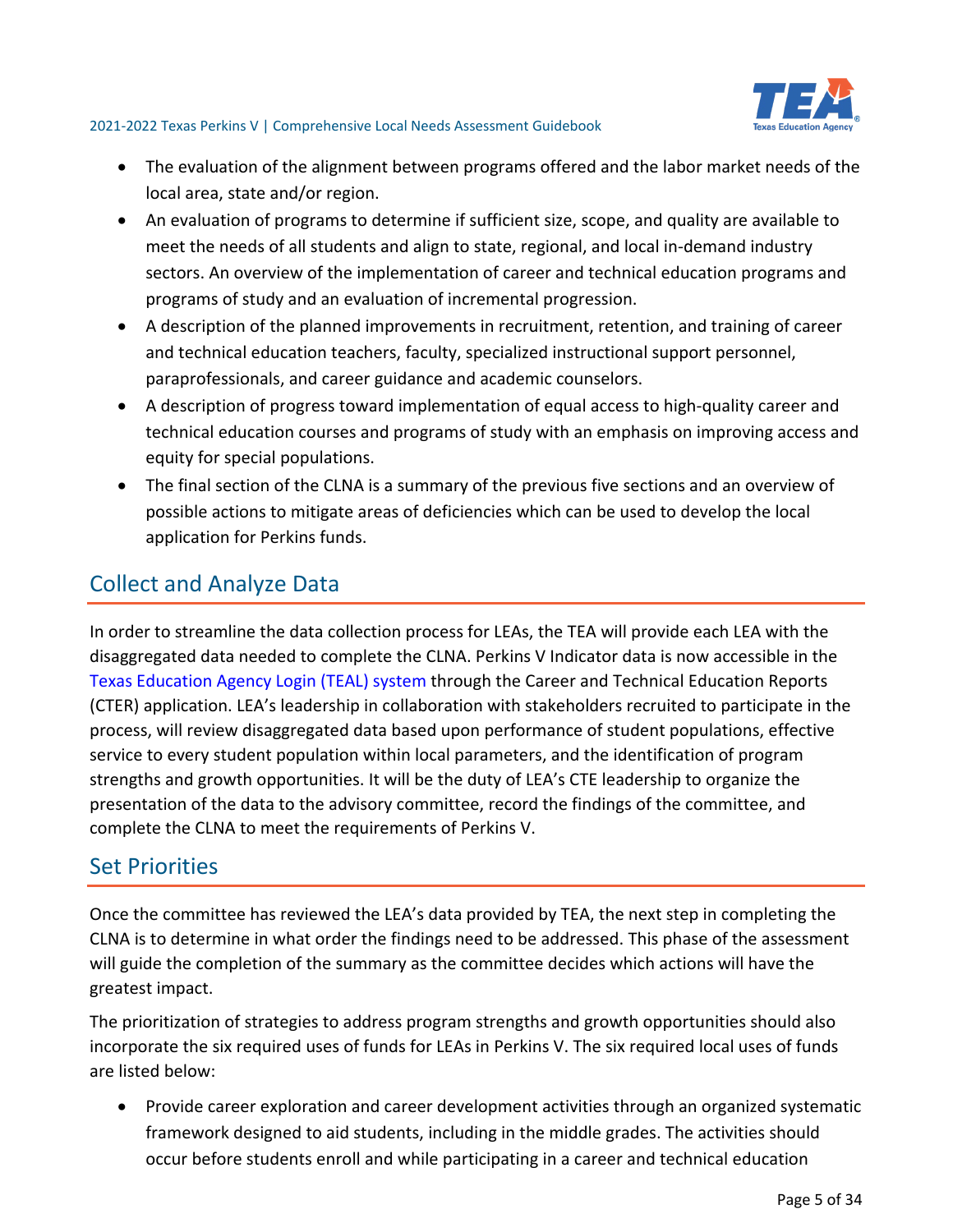- The evaluation of the alignment between programs offered and the labor market needs of the local area, state and/or region.
- An evaluation of programs to determine if sufficient size, scope, and quality are available to meet the needs of all students and align to state, regional, and local in-demand industry sectors. An overview of the implementation of career and technical education programs and programs of study and an evaluation of incremental progression.
- A description of the planned improvements in recruitment, retention, and training of career and technical education teachers, faculty, specialized instructional support personnel, paraprofessionals, and career guidance and academic counselors.
- A description of progress toward implementation of equal access to high-quality career and technical education courses and programs of study with an emphasis on improving access and equity for special populations.
- The final section of the CLNA is a summary of the previous five sections and an overview of possible actions to mitigate areas of deficiencies which can be used to develop the local application for Perkins funds.

## Collect and Analyze Data

In order to streamline the data collection process for LEAs, the TEA will provide each LEA with the disaggregated data needed to complete the CLNA. Perkins V Indicator data is now accessible in the Texas Education Agency Login (TEAL) system through the Career and Technical Education Reports (CTER) application. LEA's leadership in collaboration with stakeholders recruited to participate in the process, will review disaggregated data based upon performance of student populations, effective service to every student population within local parameters, and the identification of program strengths and growth opportunities. It will be the duty of LEA's CTE leadership to organize the presentation of the data to the advisory committee, record the findings of the committee, and complete the CLNA to meet the requirements of Perkins V.

## Set Priorities

Once the committee has reviewed the LEA's data provided by TEA, the next step in completing the CLNA is to determine in what order the findings need to be addressed. This phase of the assessment will guide the completion of the summary as the committee decides which actions will have the greatest impact.

The prioritization of strategies to address program strengths and growth opportunities should also incorporate the six required uses of funds for LEAs in Perkins V. The six required local uses of funds are listed below:

- Provide career exploration and career development activities through an organized systematic framework designed to aid students, including in the middle grades. The activities should occur before students enroll and while participating in a career and technical education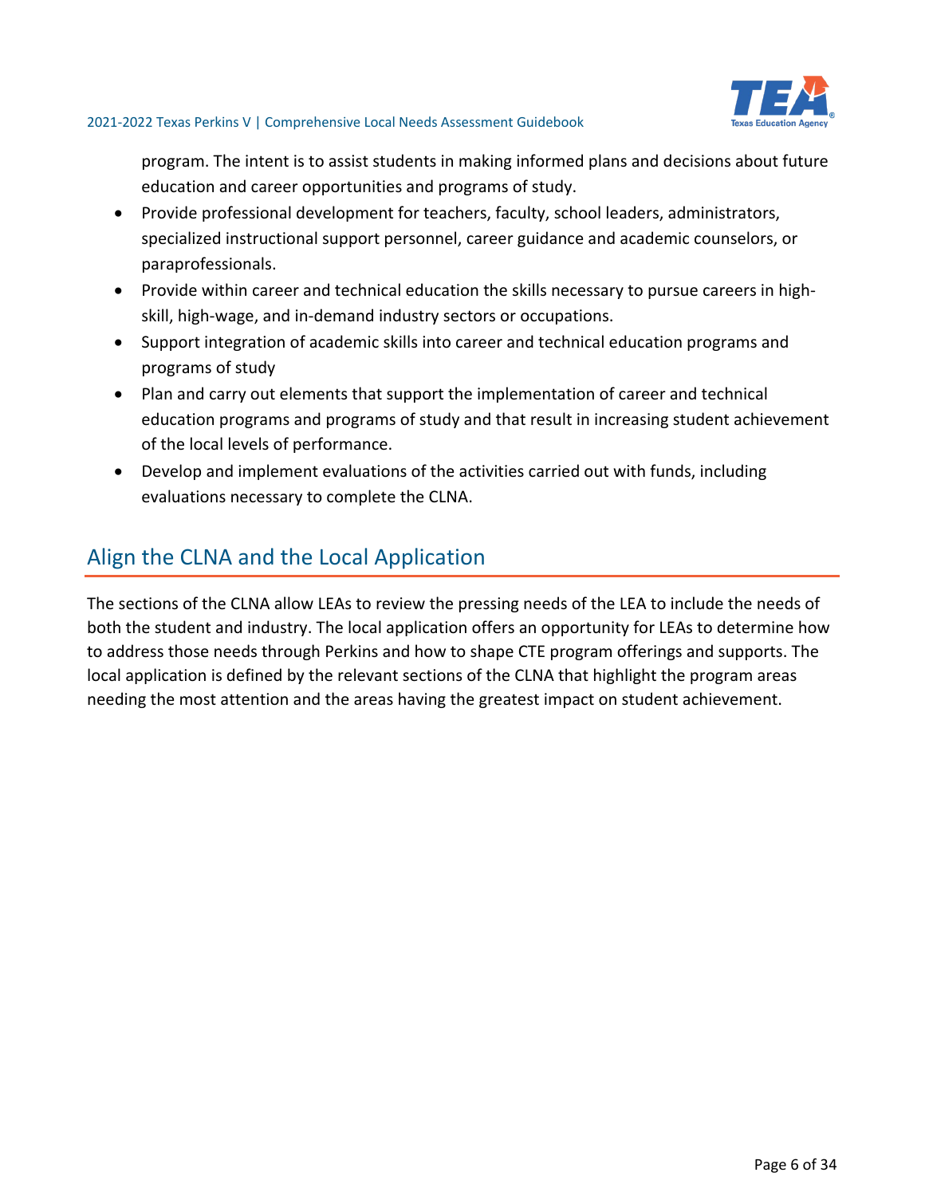program. The intent is to assist students in making informed plans and decisions about future education and career opportunities and programs of study.

- Provide professional development for teachers, faculty, school leaders, administrators, specialized instructional support personnel, career guidance and academic counselors, or paraprofessionals.
- Provide within career and technical education the skills necessary to pursue careers in high-skill, high-wage, and in-demand industry sectors or occupations.
- Support integration of academic skills into career and technical education programs and programs of study
- Plan and carry out elements that support the implementation of career and technical education programs and programs of study and that result in increasing student achievement of the local levels of performance.
- Develop and implement evaluations of the activities carried out with funds, including evaluations necessary to complete the CLNA.

## Align the CLNA and the Local Application

The sections of the CLNA allow LEAs to review the pressing needs of the LEA to include the needs of both the student and industry. The local application offers an opportunity for LEAs to determine how to address those needs through Perkins and how to shape CTE program offerings and supports. The local application is defined by the relevant sections of the CLNA that highlight the program areas needing the most attention and the areas having the greatest impact on student achievement.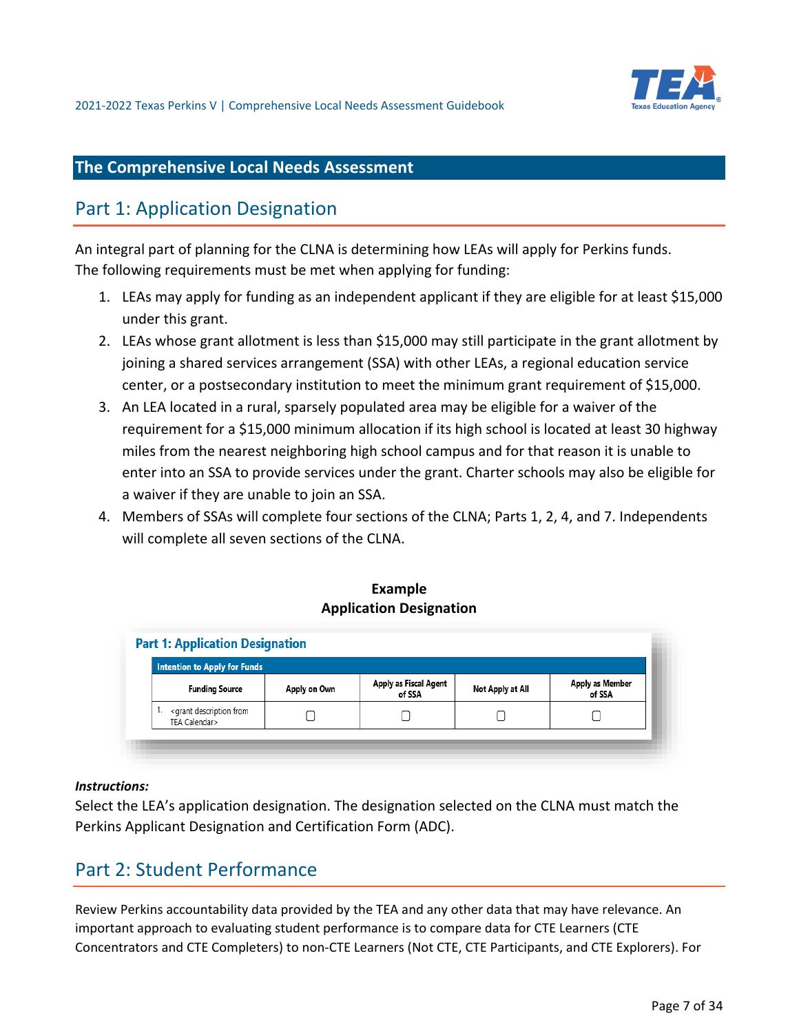## The Comprehensive Local Needs Assessment

## Part 1: Application Designation

An integral part of planning for the CLNA is determining how LEAs will apply for Perkins funds. The following requirements must be met when applying for funding:

1. LEAs may apply for funding as an independent applicant if they are eligible for at least $15,000 under this grant.
2. LEAs whose grant allotment is less than $15,000 may still participate in the grant allotment by joining a shared services arrangement (SSA) with other LEAs, a regional education service center, or a postsecondary institution to meet the minimum grant requirement of $15,000.
3. An LEA located in a rural, sparsely populated area may be eligible for a waiver of the requirement for a $15,000 minimum allocation if its high school is located at least 30 highway miles from the nearest neighboring high school campus and for that reason it is unable to enter into an SSA to provide services under the grant. Charter schools may also be eligible for a waiver if they are unable to join an SSA.
4. Members of SSAs will complete four sections of the CLNA; Parts 1, 2, 4, and 7. Independents will complete all seven sections of the CLNA.

**Example**
**Application Designation**

**Part 1: Application Designation**

| Intention to Apply for Funds | | | | |
|---|---|---|---|---|
| Funding Source | Apply on Own | Apply as Fiscal Agent of SSA | Not Apply at All | Apply as Member of SSA |
| 1. <grant description from TEA Calendar> | ▢ | ▢ | ▢ | ▢ |

***Instructions:***
Select the LEA's application designation. The designation selected on the CLNA must match the Perkins Applicant Designation and Certification Form (ADC).

## Part 2: Student Performance

Review Perkins accountability data provided by the TEA and any other data that may have relevance. An important approach to evaluating student performance is to compare data for CTE Learners (CTE Concentrators and CTE Completers) to non-CTE Learners (Not CTE, CTE Participants, and CTE Explorers). For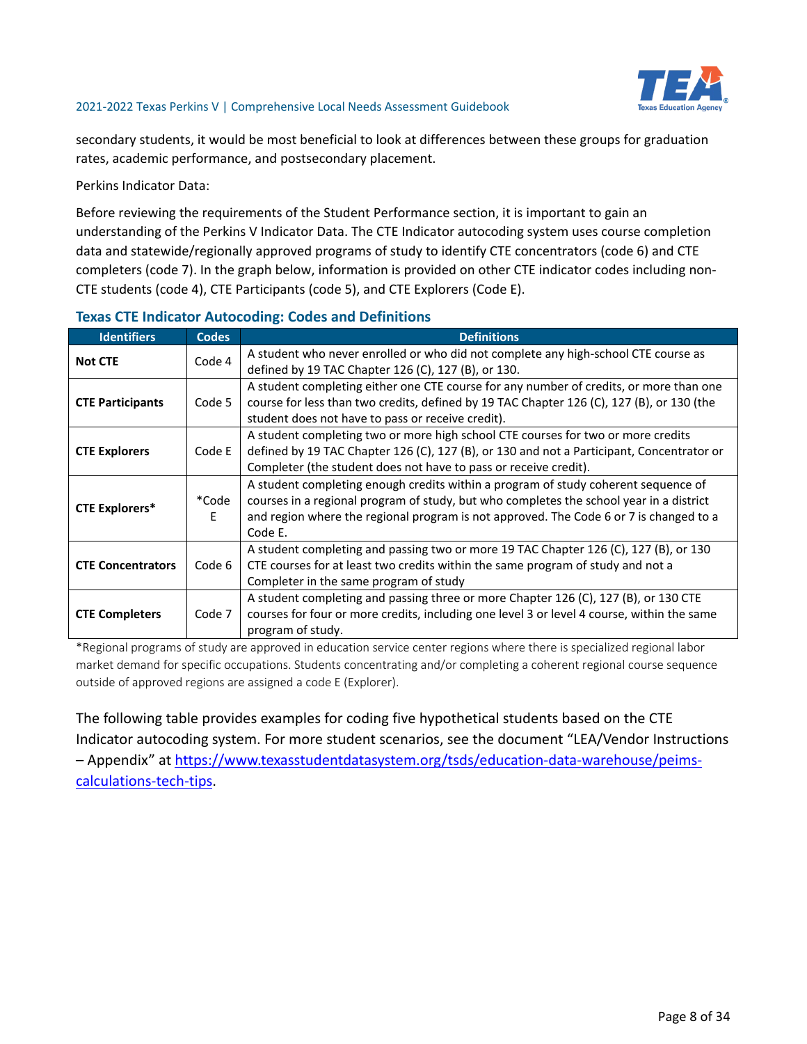secondary students, it would be most beneficial to look at differences between these groups for graduation rates, academic performance, and postsecondary placement.

Perkins Indicator Data:

Before reviewing the requirements of the Student Performance section, it is important to gain an understanding of the Perkins V Indicator Data. The CTE Indicator autocoding system uses course completion data and statewide/regionally approved programs of study to identify CTE concentrators (code 6) and CTE completers (code 7). In the graph below, information is provided on other CTE indicator codes including non-CTE students (code 4), CTE Participants (code 5), and CTE Explorers (Code E).

### Texas CTE Indicator Autocoding: Codes and Definitions

| Identifiers | Codes | Definitions |
|---|---|---|
| **Not CTE** | Code 4 | A student who never enrolled or who did not complete any high-school CTE course as defined by 19 TAC Chapter 126 (C), 127 (B), or 130. |
| **CTE Participants** | Code 5 | A student completing either one CTE course for any number of credits, or more than one course for less than two credits, defined by 19 TAC Chapter 126 (C), 127 (B), or 130 (the student does not have to pass or receive credit). |
| **CTE Explorers** | Code E | A student completing two or more high school CTE courses for two or more credits defined by 19 TAC Chapter 126 (C), 127 (B), or 130 and not a Participant, Concentrator or Completer (the student does not have to pass or receive credit). |
| **CTE Explorers*** | *Code E | A student completing enough credits within a program of study coherent sequence of courses in a regional program of study, but who completes the school year in a district and region where the regional program is not approved. The Code 6 or 7 is changed to a Code E. |
| **CTE Concentrators** | Code 6 | A student completing and passing two or more 19 TAC Chapter 126 (C), 127 (B), or 130 CTE courses for at least two credits within the same program of study and not a Completer in the same program of study |
| **CTE Completers** | Code 7 | A student completing and passing three or more Chapter 126 (C), 127 (B), or 130 CTE courses for four or more credits, including one level 3 or level 4 course, within the same program of study. |

*Regional programs of study are approved in education service center regions where there is specialized regional labor market demand for specific occupations. Students concentrating and/or completing a coherent regional course sequence outside of approved regions are assigned a code E (Explorer).

The following table provides examples for coding five hypothetical students based on the CTE Indicator autocoding system. For more student scenarios, see the document "LEA/Vendor Instructions – Appendix" at [https://www.texasstudentdatasystem.org/tsds/education-data-warehouse/peims-calculations-tech-tips](https://www.texasstudentdatasystem.org/tsds/education-data-warehouse/peims-calculations-tech-tips).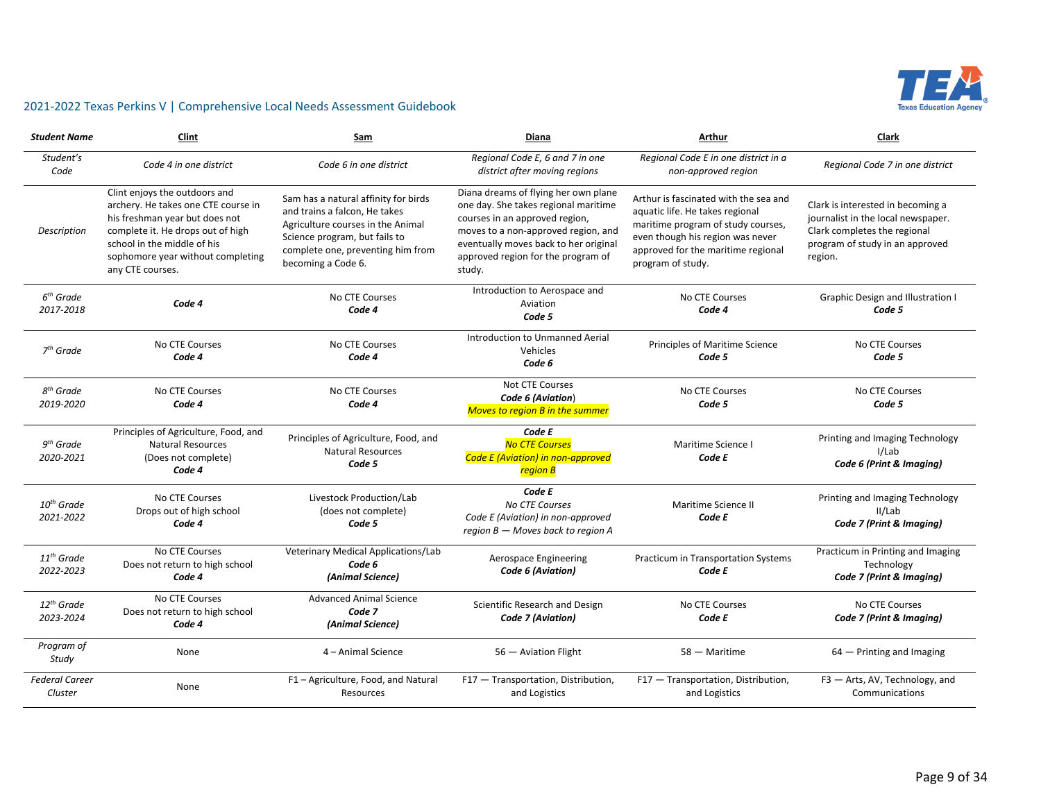| *Student Name* | Clint | Sam | Diana | Arthur | Clark |
|---|---|---|---|---|---|
| *Student's Code* | *Code 4 in one district* | *Code 6 in one district* | *Regional Code E, 6 and 7 in one district after moving regions* | *Regional Code E in one district in a non-approved region* | *Regional Code 7 in one district* |
| *Description* | Clint enjoys the outdoors and archery. He takes one CTE course in his freshman year but does not complete it. He drops out of high school in the middle of his sophomore year without completing any CTE courses. | Sam has a natural affinity for birds and trains a falcon, He takes Agriculture courses in the Animal Science program, but fails to complete one, preventing him from becoming a Code 6. | Diana dreams of flying her own plane one day. She takes regional maritime courses in an approved region, moves to a non-approved region, and eventually moves back to her original approved region for the program of study. | Arthur is fascinated with the sea and aquatic life. He takes regional maritime program of study courses, even though his region was never approved for the maritime regional program of study. | Clark is interested in becoming a journalist in the local newspaper. Clark completes the regional program of study in an approved region. |
| *6th Grade 2017-2018* | ***Code 4*** | No CTE Courses ***Code 4*** | Introduction to Aerospace and Aviation ***Code 5*** | No CTE Courses ***Code 4*** | Graphic Design and Illustration I ***Code 5*** |
| *7th Grade* | No CTE Courses ***Code 4*** | No CTE Courses ***Code 4*** | Introduction to Unmanned Aerial Vehicles ***Code 6*** | Principles of Maritime Science ***Code 5*** | No CTE Courses ***Code 5*** |
| *8th Grade 2019-2020* | No CTE Courses ***Code 4*** | No CTE Courses ***Code 4*** | Not CTE Courses ***Code 6 (Aviation)*** *Moves to region B in the summer* | No CTE Courses ***Code 5*** | No CTE Courses ***Code 5*** |
| *9th Grade 2020-2021* | Principles of Agriculture, Food, and Natural Resources (Does not complete) ***Code 4*** | Principles of Agriculture, Food, and Natural Resources ***Code 5*** | ***Code E*** *No CTE Courses* *Code E (Aviation) in non-approved region B* | Maritime Science I ***Code E*** | Printing and Imaging Technology I/Lab ***Code 6 (Print & Imaging)*** |
| *10th Grade 2021-2022* | No CTE Courses Drops out of high school ***Code 4*** | Livestock Production/Lab (does not complete) ***Code 5*** | ***Code E*** *No CTE Courses* *Code E (Aviation) in non-approved region B — Moves back to region A* | Maritime Science II ***Code E*** | Printing and Imaging Technology II/Lab ***Code 7 (Print & Imaging)*** |
| *11th Grade 2022-2023* | No CTE Courses Does not return to high school ***Code 4*** | Veterinary Medical Applications/Lab ***Code 6*** ***(Animal Science)*** | Aerospace Engineering ***Code 6 (Aviation)*** | Practicum in Transportation Systems ***Code E*** | Practicum in Printing and Imaging Technology ***Code 7 (Print & Imaging)*** |
| *12th Grade 2023-2024* | No CTE Courses Does not return to high school ***Code 4*** | Advanced Animal Science ***Code 7*** ***(Animal Science)*** | Scientific Research and Design ***Code 7 (Aviation)*** | No CTE Courses ***Code E*** | No CTE Courses ***Code 7 (Print & Imaging)*** |
| *Program of Study* | None | 4 – Animal Science | 56 — Aviation Flight | 58 — Maritime | 64 — Printing and Imaging |
| *Federal Career Cluster* | None | F1 – Agriculture, Food, and Natural Resources | F17 — Transportation, Distribution, and Logistics | F17 — Transportation, Distribution, and Logistics | F3 — Arts, AV, Technology, and Communications |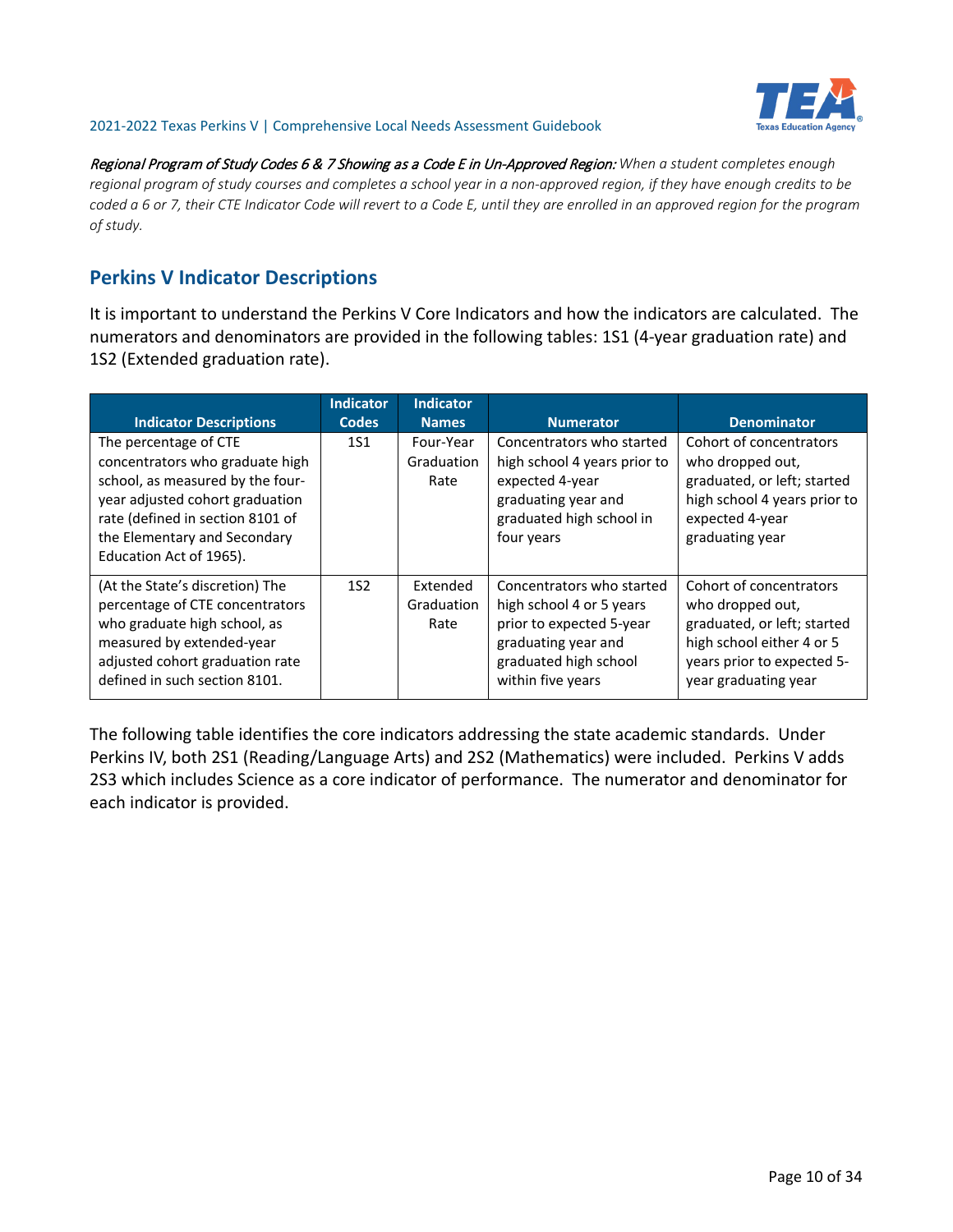*Regional Program of Study Codes 6 & 7 Showing as a Code E in Un-Approved Region: When a student completes enough regional program of study courses and completes a school year in a non-approved region, if they have enough credits to be coded a 6 or 7, their CTE Indicator Code will revert to a Code E, until they are enrolled in an approved region for the program of study.*

## Perkins V Indicator Descriptions

It is important to understand the Perkins V Core Indicators and how the indicators are calculated. The numerators and denominators are provided in the following tables: 1S1 (4-year graduation rate) and 1S2 (Extended graduation rate).

| Indicator Descriptions | Indicator Codes | Indicator Names | Numerator | Denominator |
|---|---|---|---|---|
| The percentage of CTE concentrators who graduate high school, as measured by the four-year adjusted cohort graduation rate (defined in section 8101 of the Elementary and Secondary Education Act of 1965). | 1S1 | Four-Year Graduation Rate | Concentrators who started high school 4 years prior to expected 4-year graduating year and graduated high school in four years | Cohort of concentrators who dropped out, graduated, or left; started high school 4 years prior to expected 4-year graduating year |
| (At the State's discretion) The percentage of CTE concentrators who graduate high school, as measured by extended-year adjusted cohort graduation rate defined in such section 8101. | 1S2 | Extended Graduation Rate | Concentrators who started high school 4 or 5 years prior to expected 5-year graduating year and graduated high school within five years | Cohort of concentrators who dropped out, graduated, or left; started high school either 4 or 5 years prior to expected 5-year graduating year |

The following table identifies the core indicators addressing the state academic standards. Under Perkins IV, both 2S1 (Reading/Language Arts) and 2S2 (Mathematics) were included. Perkins V adds 2S3 which includes Science as a core indicator of performance. The numerator and denominator for each indicator is provided.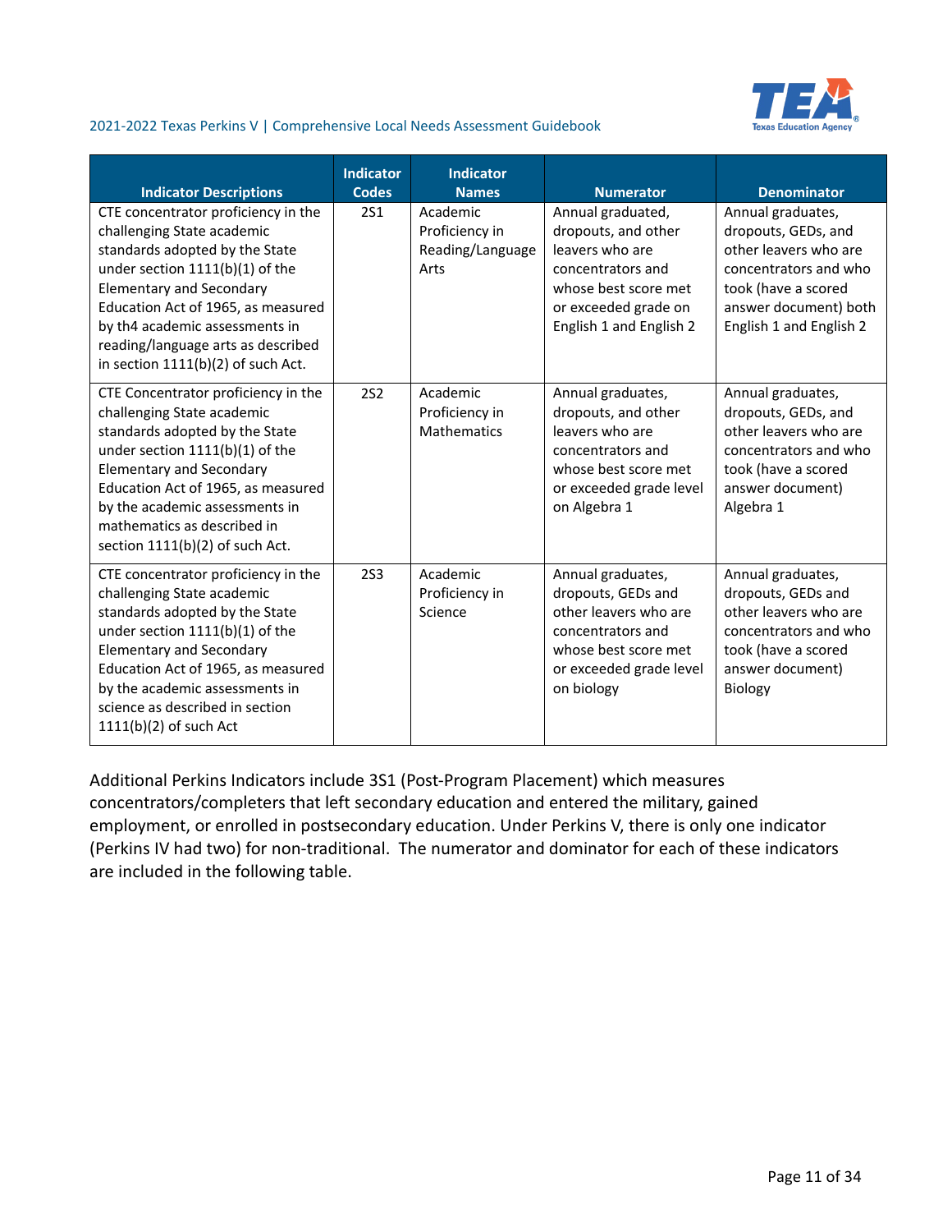| Indicator Descriptions | Indicator Codes | Indicator Names | Numerator | Denominator |
|---|---|---|---|---|
| CTE concentrator proficiency in the challenging State academic standards adopted by the State under section 1111(b)(1) of the Elementary and Secondary Education Act of 1965, as measured by th4 academic assessments in reading/language arts as described in section 1111(b)(2) of such Act. | 2S1 | Academic Proficiency in Reading/Language Arts | Annual graduated, dropouts, and other leavers who are concentrators and whose best score met or exceeded grade on English 1 and English 2 | Annual graduates, dropouts, GEDs, and other leavers who are concentrators and who took (have a scored answer document) both English 1 and English 2 |
| CTE Concentrator proficiency in the challenging State academic standards adopted by the State under section 1111(b)(1) of the Elementary and Secondary Education Act of 1965, as measured by the academic assessments in mathematics as described in section 1111(b)(2) of such Act. | 2S2 | Academic Proficiency in Mathematics | Annual graduates, dropouts, and other leavers who are concentrators and whose best score met or exceeded grade level on Algebra 1 | Annual graduates, dropouts, GEDs, and other leavers who are concentrators and who took (have a scored answer document) Algebra 1 |
| CTE concentrator proficiency in the challenging State academic standards adopted by the State under section 1111(b)(1) of the Elementary and Secondary Education Act of 1965, as measured by the academic assessments in science as described in section 1111(b)(2) of such Act | 2S3 | Academic Proficiency in Science | Annual graduates, dropouts, GEDs and other leavers who are concentrators and whose best score met or exceeded grade level on biology | Annual graduates, dropouts, GEDs and other leavers who are concentrators and who took (have a scored answer document) Biology |

Additional Perkins Indicators include 3S1 (Post-Program Placement) which measures concentrators/completers that left secondary education and entered the military, gained employment, or enrolled in postsecondary education. Under Perkins V, there is only one indicator (Perkins IV had two) for non-traditional. The numerator and dominator for each of these indicators are included in the following table.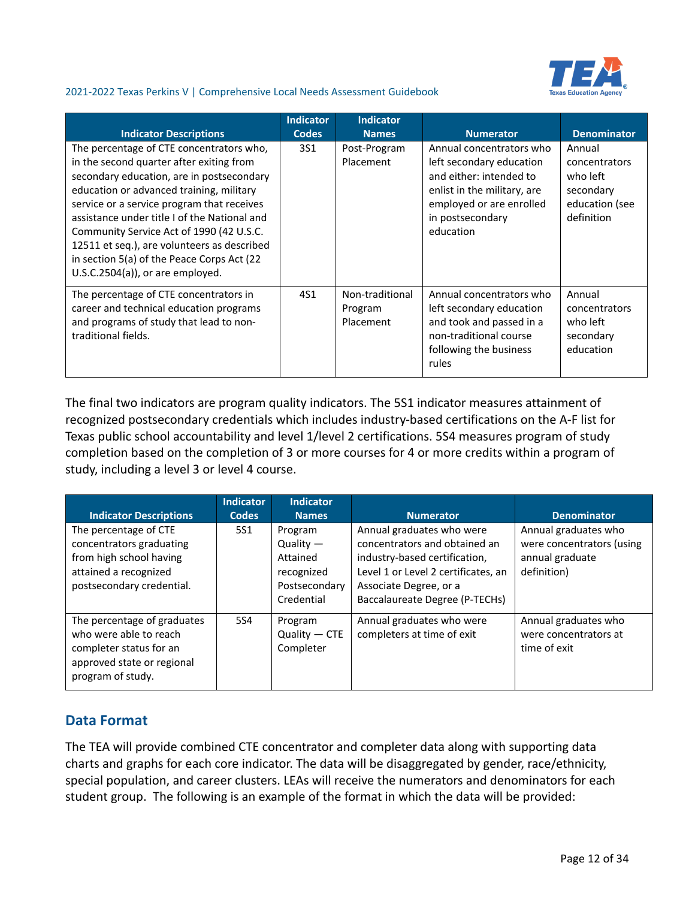| Indicator Descriptions | Indicator Codes | Indicator Names | Numerator | Denominator |
|---|---|---|---|---|
| The percentage of CTE concentrators who, in the second quarter after exiting from secondary education, are in postsecondary education or advanced training, military service or a service program that receives assistance under title I of the National and Community Service Act of 1990 (42 U.S.C. 12511 et seq.), are volunteers as described in section 5(a) of the Peace Corps Act (22 U.S.C.2504(a)), or are employed. | 3S1 | Post-Program Placement | Annual concentrators who left secondary education and either: intended to enlist in the military, are employed or are enrolled in postsecondary education | Annual concentrators who left secondary education (see definition |
| The percentage of CTE concentrators in career and technical education programs and programs of study that lead to non-traditional fields. | 4S1 | Non-traditional Program Placement | Annual concentrators who left secondary education and took and passed in a non-traditional course following the business rules | Annual concentrators who left secondary education |

The final two indicators are program quality indicators. The 5S1 indicator measures attainment of recognized postsecondary credentials which includes industry-based certifications on the A-F list for Texas public school accountability and level 1/level 2 certifications. 5S4 measures program of study completion based on the completion of 3 or more courses for 4 or more credits within a program of study, including a level 3 or level 4 course.

| Indicator Descriptions | Indicator Codes | Indicator Names | Numerator | Denominator |
|---|---|---|---|---|
| The percentage of CTE concentrators graduating from high school having attained a recognized postsecondary credential. | 5S1 | Program Quality — Attained recognized Postsecondary Credential | Annual graduates who were concentrators and obtained an industry-based certification, Level 1 or Level 2 certificates, an Associate Degree, or a Baccalaureate Degree (P-TECHs) | Annual graduates who were concentrators (using annual graduate definition) |
| The percentage of graduates who were able to reach completer status for an approved state or regional program of study. | 5S4 | Program Quality — CTE Completer | Annual graduates who were completers at time of exit | Annual graduates who were concentrators at time of exit |

## Data Format

The TEA will provide combined CTE concentrator and completer data along with supporting data charts and graphs for each core indicator. The data will be disaggregated by gender, race/ethnicity, special population, and career clusters. LEAs will receive the numerators and denominators for each student group. The following is an example of the format in which the data will be provided: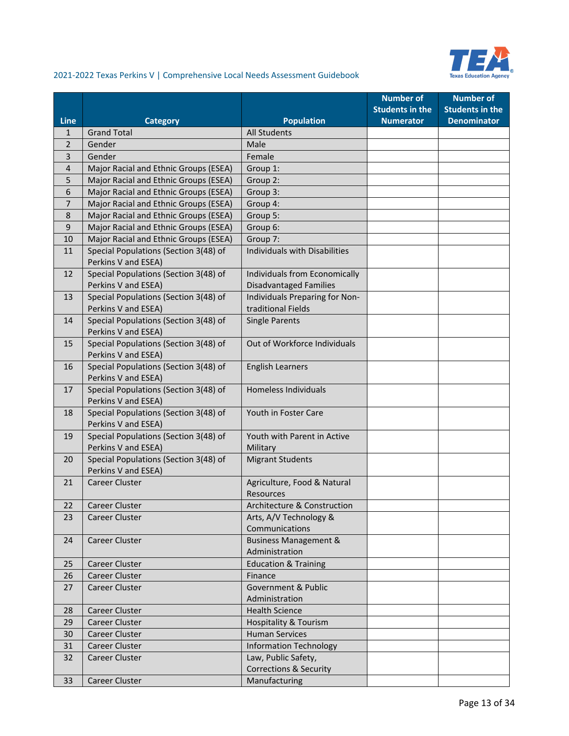| Line | Category | Population | Number of Students in the Numerator | Number of Students in the Denominator |
|---|---|---|---|---|
| 1 | Grand Total | All Students | | |
| 2 | Gender | Male | | |
| 3 | Gender | Female | | |
| 4 | Major Racial and Ethnic Groups (ESEA) | Group 1: | | |
| 5 | Major Racial and Ethnic Groups (ESEA) | Group 2: | | |
| 6 | Major Racial and Ethnic Groups (ESEA) | Group 3: | | |
| 7 | Major Racial and Ethnic Groups (ESEA) | Group 4: | | |
| 8 | Major Racial and Ethnic Groups (ESEA) | Group 5: | | |
| 9 | Major Racial and Ethnic Groups (ESEA) | Group 6: | | |
| 10 | Major Racial and Ethnic Groups (ESEA) | Group 7: | | |
| 11 | Special Populations (Section 3(48) of Perkins V and ESEA) | Individuals with Disabilities | | |
| 12 | Special Populations (Section 3(48) of Perkins V and ESEA) | Individuals from Economically Disadvantaged Families | | |
| 13 | Special Populations (Section 3(48) of Perkins V and ESEA) | Individuals Preparing for Non-traditional Fields | | |
| 14 | Special Populations (Section 3(48) of Perkins V and ESEA) | Single Parents | | |
| 15 | Special Populations (Section 3(48) of Perkins V and ESEA) | Out of Workforce Individuals | | |
| 16 | Special Populations (Section 3(48) of Perkins V and ESEA) | English Learners | | |
| 17 | Special Populations (Section 3(48) of Perkins V and ESEA) | Homeless Individuals | | |
| 18 | Special Populations (Section 3(48) of Perkins V and ESEA) | Youth in Foster Care | | |
| 19 | Special Populations (Section 3(48) of Perkins V and ESEA) | Youth with Parent in Active Military | | |
| 20 | Special Populations (Section 3(48) of Perkins V and ESEA) | Migrant Students | | |
| 21 | Career Cluster | Agriculture, Food & Natural Resources | | |
| 22 | Career Cluster | Architecture & Construction | | |
| 23 | Career Cluster | Arts, A/V Technology & Communications | | |
| 24 | Career Cluster | Business Management & Administration | | |
| 25 | Career Cluster | Education & Training | | |
| 26 | Career Cluster | Finance | | |
| 27 | Career Cluster | Government & Public Administration | | |
| 28 | Career Cluster | Health Science | | |
| 29 | Career Cluster | Hospitality & Tourism | | |
| 30 | Career Cluster | Human Services | | |
| 31 | Career Cluster | Information Technology | | |
| 32 | Career Cluster | Law, Public Safety, Corrections & Security | | |
| 33 | Career Cluster | Manufacturing | | |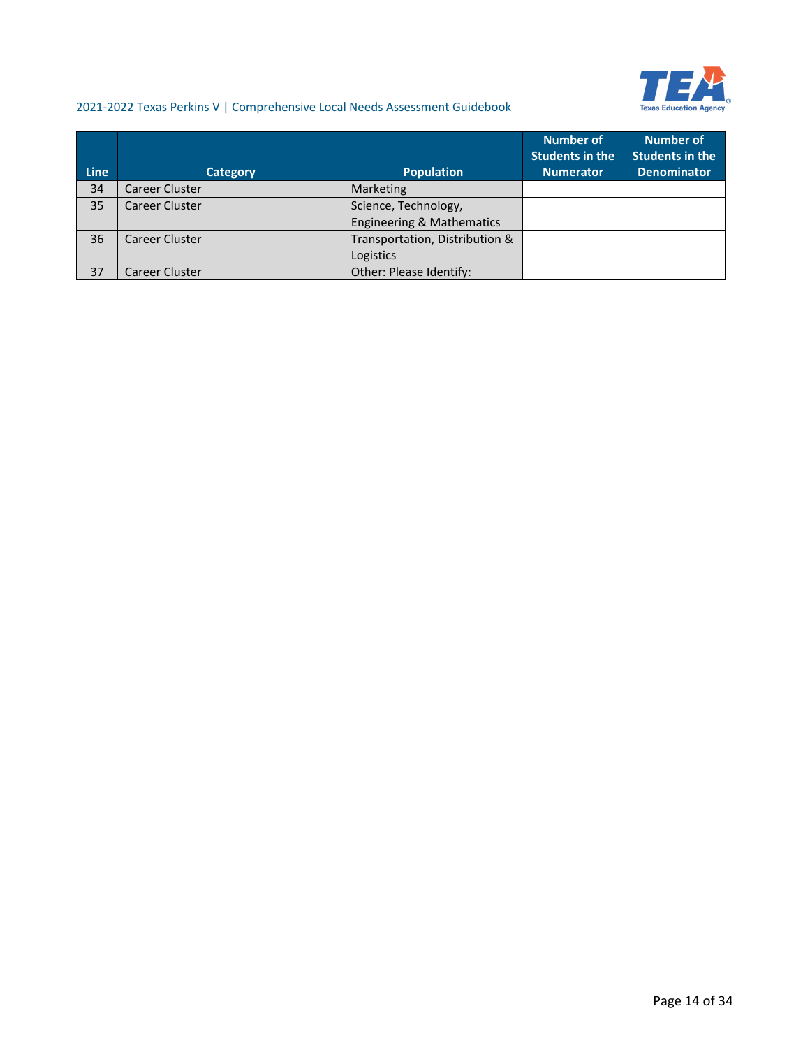| Line | Category | Population | Number of Students in the Numerator | Number of Students in the Denominator |
|---|---|---|---|---|
| 34 | Career Cluster | Marketing | | |
| 35 | Career Cluster | Science, Technology, Engineering & Mathematics | | |
| 36 | Career Cluster | Transportation, Distribution & Logistics | | |
| 37 | Career Cluster | Other: Please Identify: | | |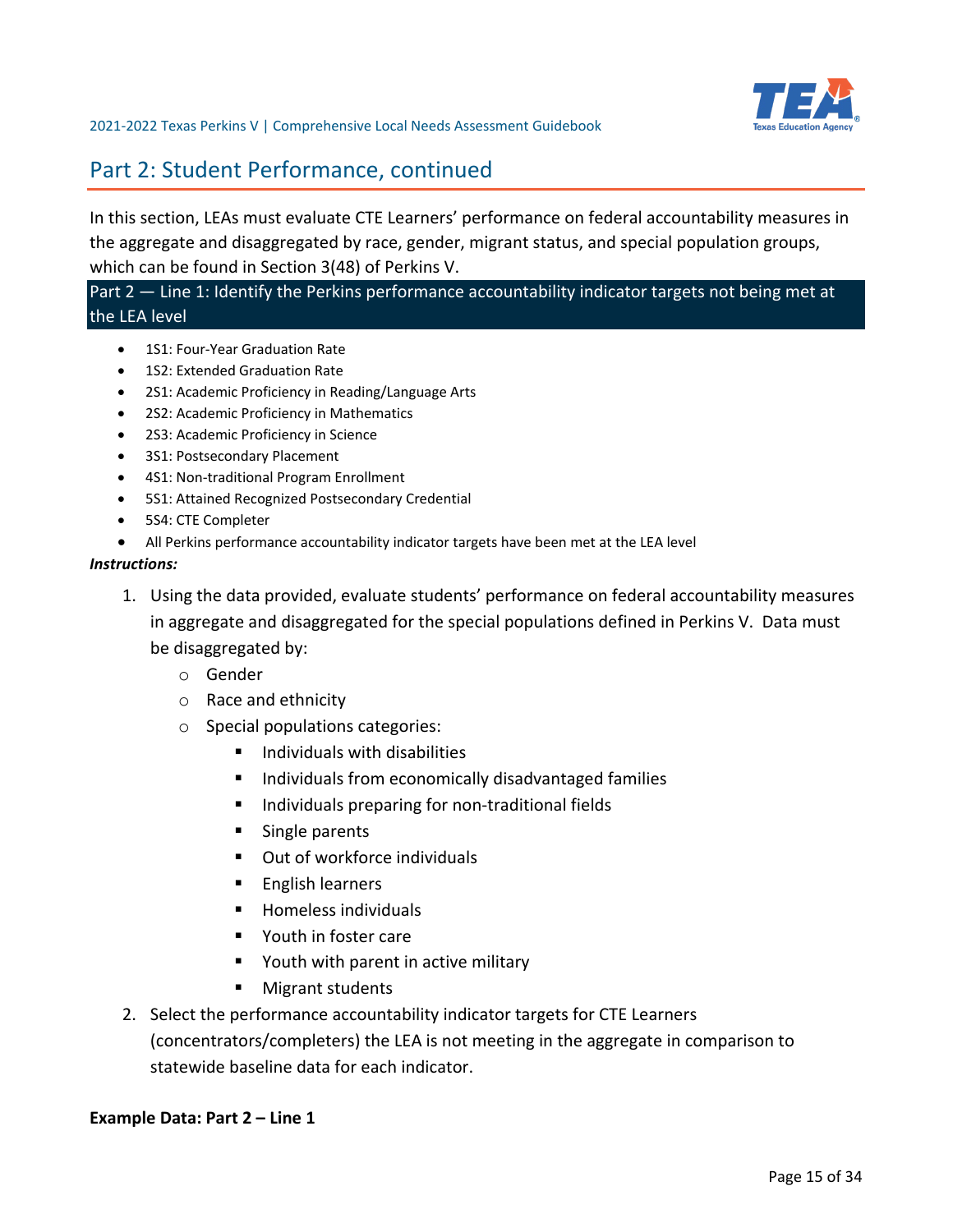## Part 2: Student Performance, continued

In this section, LEAs must evaluate CTE Learners' performance on federal accountability measures in the aggregate and disaggregated by race, gender, migrant status, and special population groups, which can be found in Section 3(48) of Perkins V.

### Part 2 — Line 1: Identify the Perkins performance accountability indicator targets not being met at the LEA level

- 1S1: Four-Year Graduation Rate
- 1S2: Extended Graduation Rate
- 2S1: Academic Proficiency in Reading/Language Arts
- 2S2: Academic Proficiency in Mathematics
- 2S3: Academic Proficiency in Science
- 3S1: Postsecondary Placement
- 4S1: Non-traditional Program Enrollment
- 5S1: Attained Recognized Postsecondary Credential
- 5S4: CTE Completer
- All Perkins performance accountability indicator targets have been met at the LEA level

***Instructions:***

1. Using the data provided, evaluate students' performance on federal accountability measures in aggregate and disaggregated for the special populations defined in Perkins V. Data must be disaggregated by:
   - Gender
   - Race and ethnicity
   - Special populations categories:
     - Individuals with disabilities
     - Individuals from economically disadvantaged families
     - Individuals preparing for non-traditional fields
     - Single parents
     - Out of workforce individuals
     - English learners
     - Homeless individuals
     - Youth in foster care
     - Youth with parent in active military
     - Migrant students
2. Select the performance accountability indicator targets for CTE Learners (concentrators/completers) the LEA is not meeting in the aggregate in comparison to statewide baseline data for each indicator.

**Example Data: Part 2 – Line 1**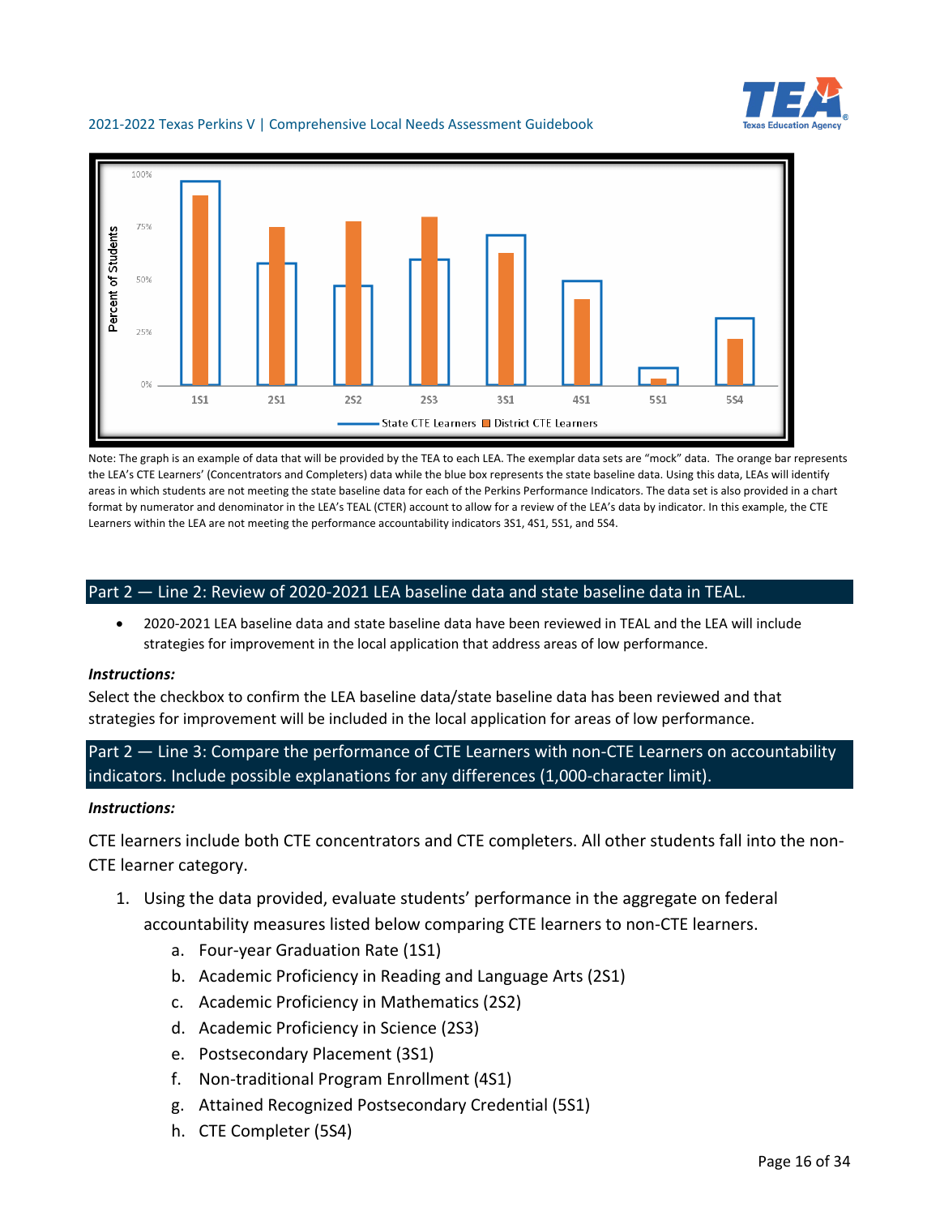Note: The graph is an example of data that will be provided by the TEA to each LEA. The exemplar data sets are "mock" data. The orange bar represents the LEA's CTE Learners' (Concentrators and Completers) data while the blue box represents the state baseline data. Using this data, LEAs will identify areas in which students are not meeting the state baseline data for each of the Perkins Performance Indicators. The data set is also provided in a chart format by numerator and denominator in the LEA's TEAL (CTER) account to allow for a review of the LEA's data by indicator. In this example, the CTE Learners within the LEA are not meeting the performance accountability indicators 3S1, 4S1, 5S1, and 5S4.

## Part 2 — Line 2: Review of 2020-2021 LEA baseline data and state baseline data in TEAL.

- 2020-2021 LEA baseline data and state baseline data have been reviewed in TEAL and the LEA will include strategies for improvement in the local application that address areas of low performance.

***Instructions:***

Select the checkbox to confirm the LEA baseline data/state baseline data has been reviewed and that strategies for improvement will be included in the local application for areas of low performance.

## Part 2 — Line 3: Compare the performance of CTE Learners with non-CTE Learners on accountability indicators. Include possible explanations for any differences (1,000-character limit).

***Instructions:***

CTE learners include both CTE concentrators and CTE completers. All other students fall into the non-CTE learner category.

1. Using the data provided, evaluate students' performance in the aggregate on federal accountability measures listed below comparing CTE learners to non-CTE learners.
   a. Four-year Graduation Rate (1S1)
   b. Academic Proficiency in Reading and Language Arts (2S1)
   c. Academic Proficiency in Mathematics (2S2)
   d. Academic Proficiency in Science (2S3)
   e. Postsecondary Placement (3S1)
   f. Non-traditional Program Enrollment (4S1)
   g. Attained Recognized Postsecondary Credential (5S1)
   h. CTE Completer (5S4)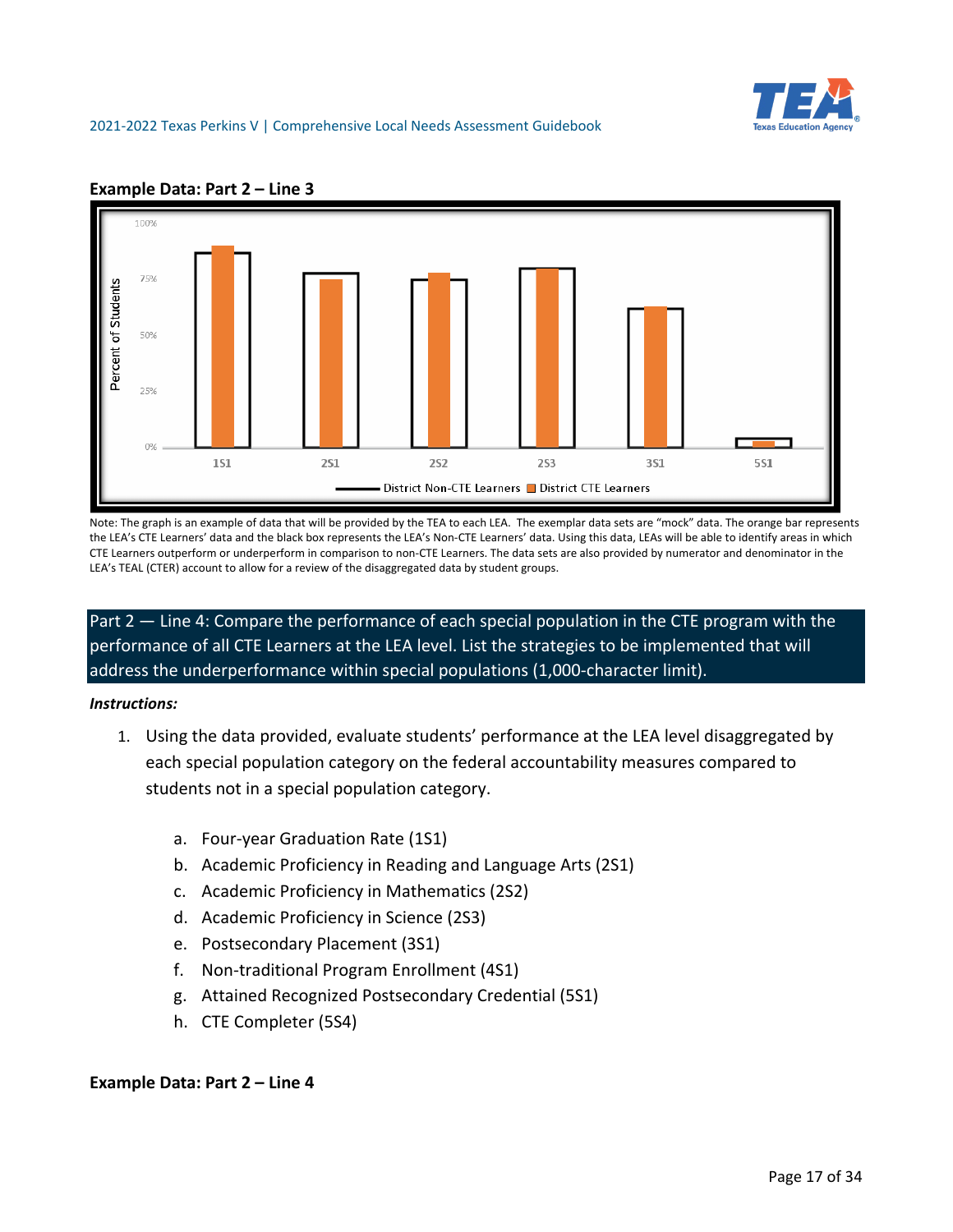**Example Data: Part 2 – Line 3**

Note: The graph is an example of data that will be provided by the TEA to each LEA. The exemplar data sets are "mock" data. The orange bar represents the LEA's CTE Learners' data and the black box represents the LEA's Non-CTE Learners' data. Using this data, LEAs will be able to identify areas in which CTE Learners outperform or underperform in comparison to non-CTE Learners. The data sets are also provided by numerator and denominator in the LEA's TEAL (CTER) account to allow for a review of the disaggregated data by student groups.

## Part 2 — Line 4: Compare the performance of each special population in the CTE program with the performance of all CTE Learners at the LEA level. List the strategies to be implemented that will address the underperformance within special populations (1,000-character limit).

***Instructions:***

1. Using the data provided, evaluate students' performance at the LEA level disaggregated by each special population category on the federal accountability measures compared to students not in a special population category.

   a. Four-year Graduation Rate (1S1)
   b. Academic Proficiency in Reading and Language Arts (2S1)
   c. Academic Proficiency in Mathematics (2S2)
   d. Academic Proficiency in Science (2S3)
   e. Postsecondary Placement (3S1)
   f. Non-traditional Program Enrollment (4S1)
   g. Attained Recognized Postsecondary Credential (5S1)
   h. CTE Completer (5S4)

**Example Data: Part 2 – Line 4**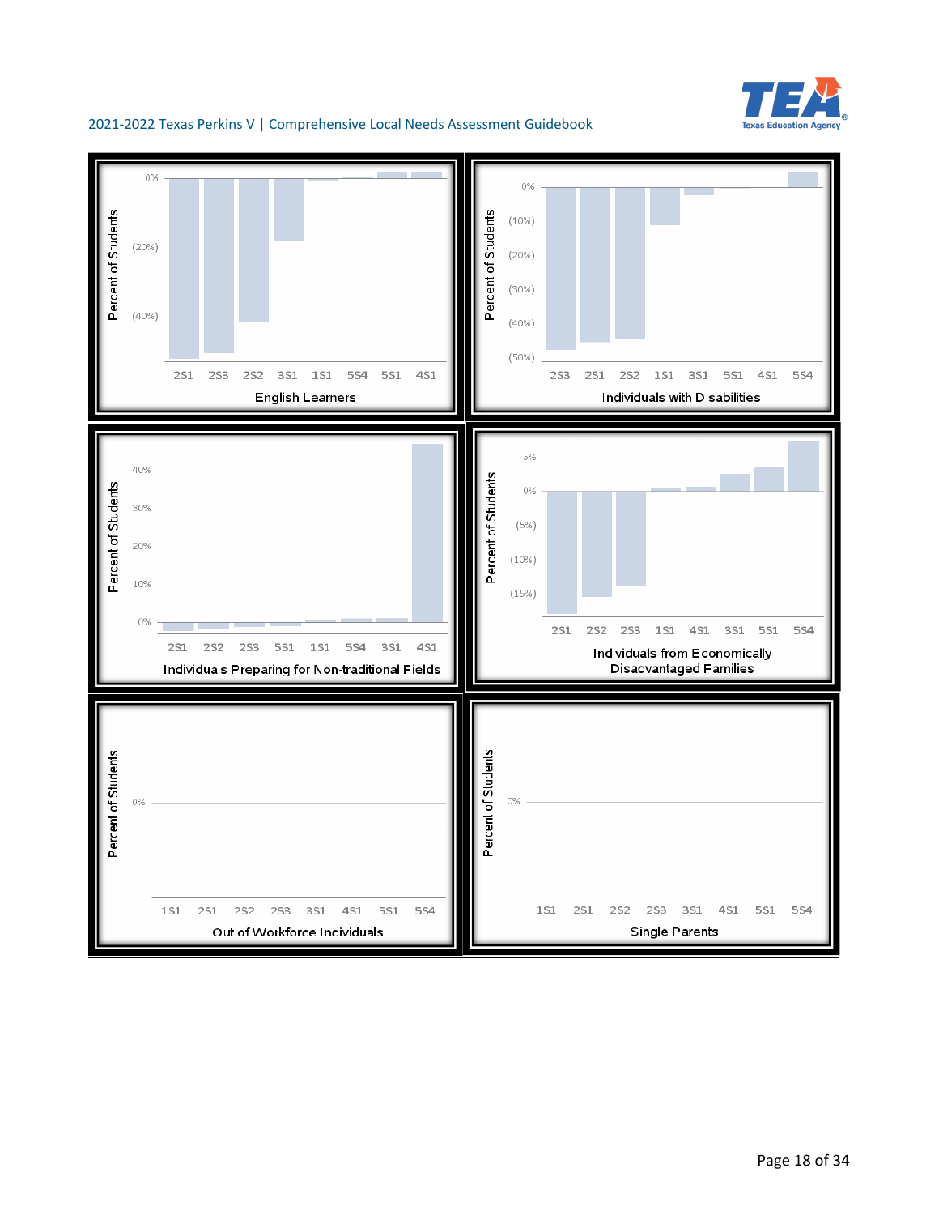**English Learners**

Percent of Students: 0%, (20%), (40%)

2S1 | 2S3 | 2S2 | 3S1 | 1S1 | 5S4 | 5S1 | 4S1

**Individuals with Disabilities**

Percent of Students: 0%, (10%), (20%), (30%), (40%), (50%)

2S3 | 2S1 | 2S2 | 1S1 | 3S1 | 5S1 | 4S1 | 5S4

**Individuals Preparing for Non-traditional Fields**

Percent of Students: 40%, 30%, 20%, 10%, 0%

2S1 | 2S2 | 2S3 | 5S1 | 1S1 | 5S4 | 3S1 | 4S1

**Individuals from Economically Disadvantaged Families**

Percent of Students: 5%, 0%, (5%), (10%), (15%)

2S1 | 2S2 | 2S3 | 1S1 | 4S1 | 3S1 | 5S1 | 5S4

**Out of Workforce Individuals**

Percent of Students: 0%

1S1 | 2S1 | 2S2 | 2S3 | 3S1 | 4S1 | 5S1 | 5S4

**Single Parents**

Percent of Students: 0%

1S1 | 2S1 | 2S2 | 2S3 | 3S1 | 4S1 | 5S1 | 5S4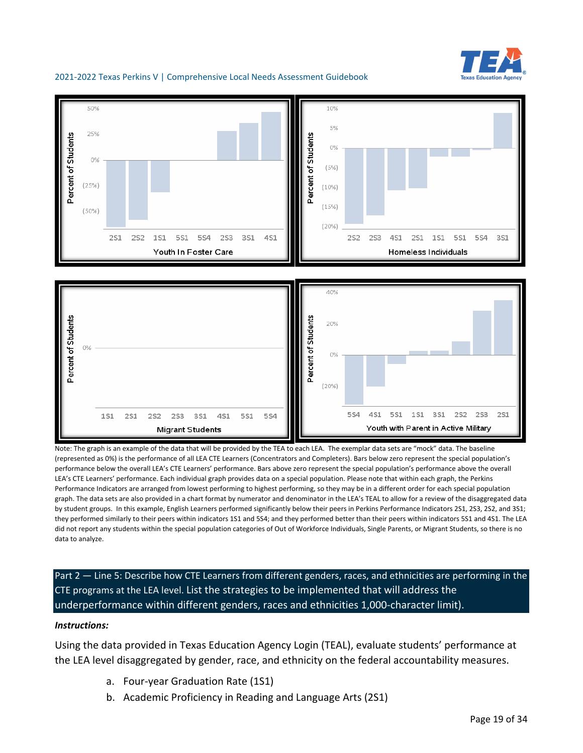Note: The graph is an example of the data that will be provided by the TEA to each LEA. The exemplar data sets are "mock" data. The baseline (represented as 0%) is the performance of all LEA CTE Learners (Concentrators and Completers). Bars below zero represent the special population's performance below the overall LEA's CTE Learners' performance. Bars above zero represent the special population's performance above the overall LEA's CTE Learners' performance. Each individual graph provides data on a special population. Please note that within each graph, the Perkins Performance Indicators are arranged from lowest performing to highest performing, so they may be in a different order for each special population graph. The data sets are also provided in a chart format by numerator and denominator in the LEA's TEAL to allow for a review of the disaggregated data by student groups. In this example, English Learners performed significantly below their peers in Perkins Performance Indicators 2S1, 2S3, 2S2, and 3S1; they performed similarly to their peers within indicators 1S1 and 5S4; and they performed better than their peers within indicators 5S1 and 4S1. The LEA did not report any students within the special population categories of Out of Workforce Individuals, Single Parents, or Migrant Students, so there is no data to analyze.

## Part 2 — Line 5: Describe how CTE Learners from different genders, races, and ethnicities are performing in the CTE programs at the LEA level. List the strategies to be implemented that will address the underperformance within different genders, races and ethnicities 1,000-character limit).

***Instructions:***

Using the data provided in Texas Education Agency Login (TEAL), evaluate students' performance at the LEA level disaggregated by gender, race, and ethnicity on the federal accountability measures.

a. Four-year Graduation Rate (1S1)
b. Academic Proficiency in Reading and Language Arts (2S1)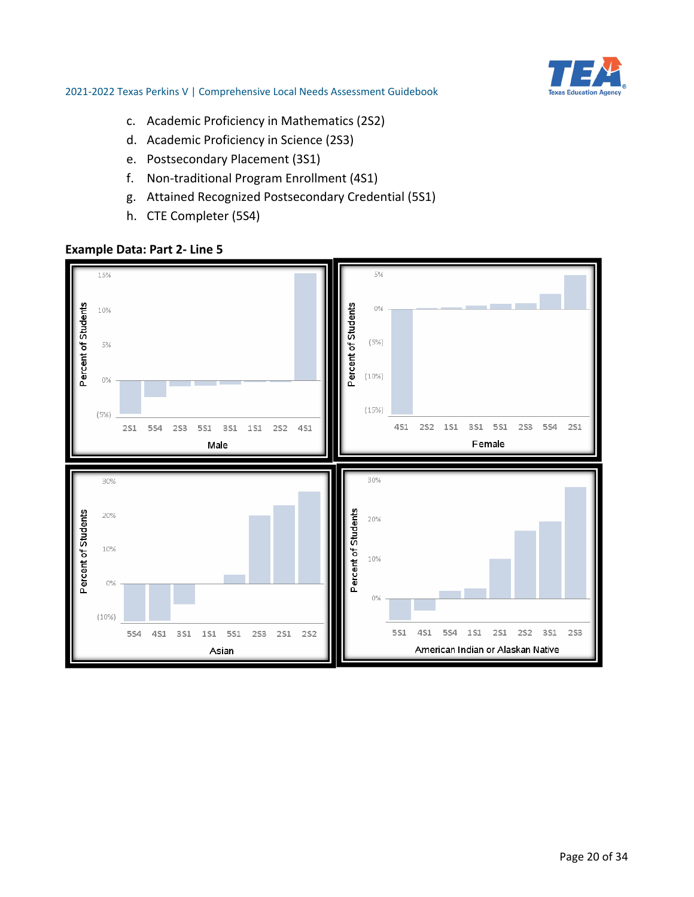c. Academic Proficiency in Mathematics (2S2)
d. Academic Proficiency in Science (2S3)
e. Postsecondary Placement (3S1)
f. Non-traditional Program Enrollment (4S1)
g. Attained Recognized Postsecondary Credential (5S1)
h. CTE Completer (5S4)

**Example Data: Part 2- Line 5**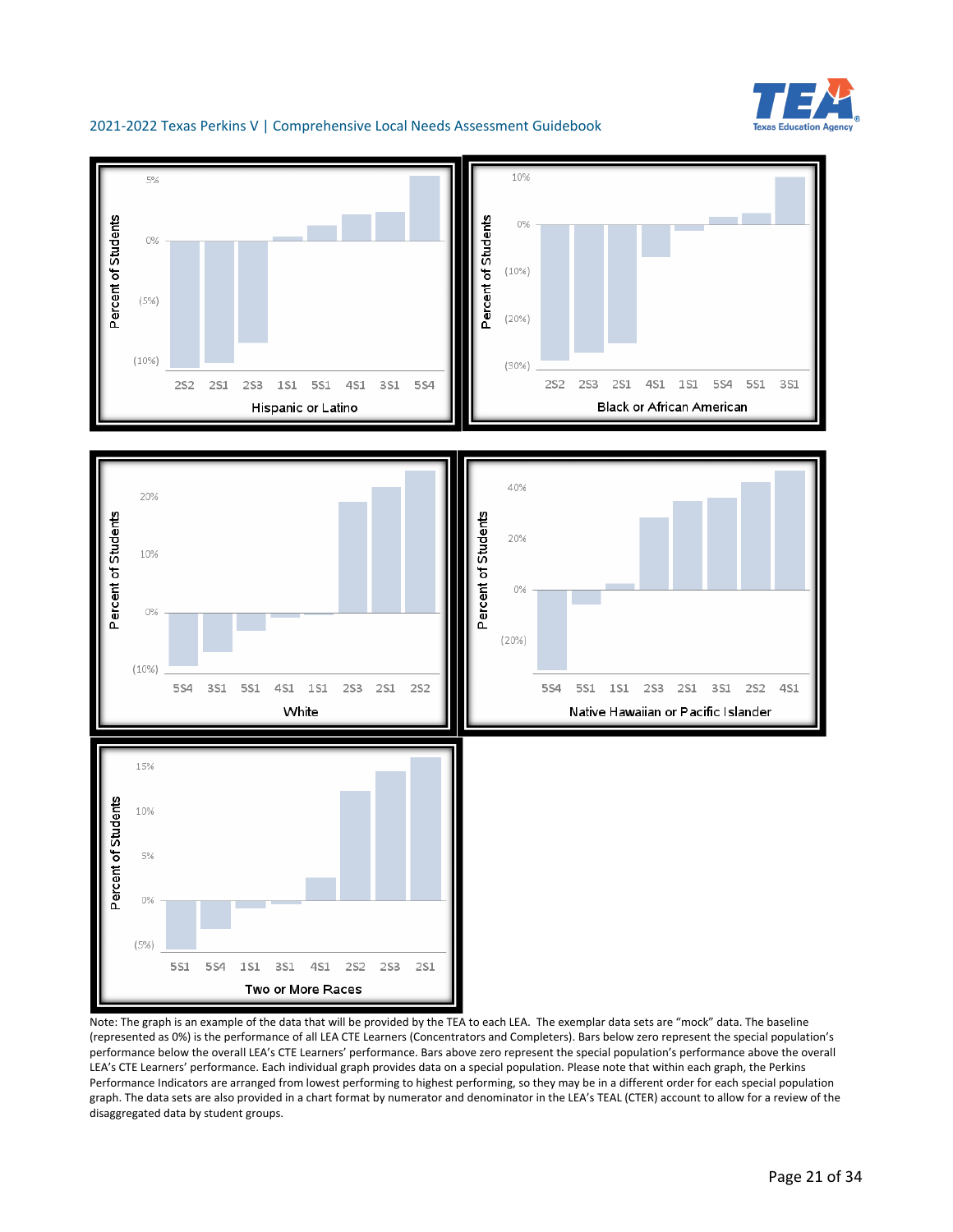Percent of Students

5%, 0%, (5%), (10%)

2S2 2S1 2S3 1S1 5S1 4S1 3S1 5S4

Hispanic or Latino

Percent of Students

10%, 0%, (10%), (20%), (30%)

2S2 2S3 2S1 4S1 1S1 5S4 5S1 3S1

Black or African American

Percent of Students

20%, 10%, 0%, (10%)

5S4 3S1 5S1 4S1 1S1 2S3 2S1 2S2

White

Percent of Students

40%, 20%, 0%, (20%)

5S4 5S1 1S1 2S3 2S1 3S1 2S2 4S1

Native Hawaiian or Pacific Islander

Percent of Students

15%, 10%, 5%, 0%, (5%)

5S1 5S4 1S1 3S1 4S1 2S2 2S3 2S1

Two or More Races

Note: The graph is an example of the data that will be provided by the TEA to each LEA. The exemplar data sets are "mock" data. The baseline (represented as 0%) is the performance of all LEA CTE Learners (Concentrators and Completers). Bars below zero represent the special population's performance below the overall LEA's CTE Learners' performance. Bars above zero represent the special population's performance above the overall LEA's CTE Learners' performance. Each individual graph provides data on a special population. Please note that within each graph, the Perkins Performance Indicators are arranged from lowest performing to highest performing, so they may be in a different order for each special population graph. The data sets are also provided in a chart format by numerator and denominator in the LEA's TEAL (CTER) account to allow for a review of the disaggregated data by student groups.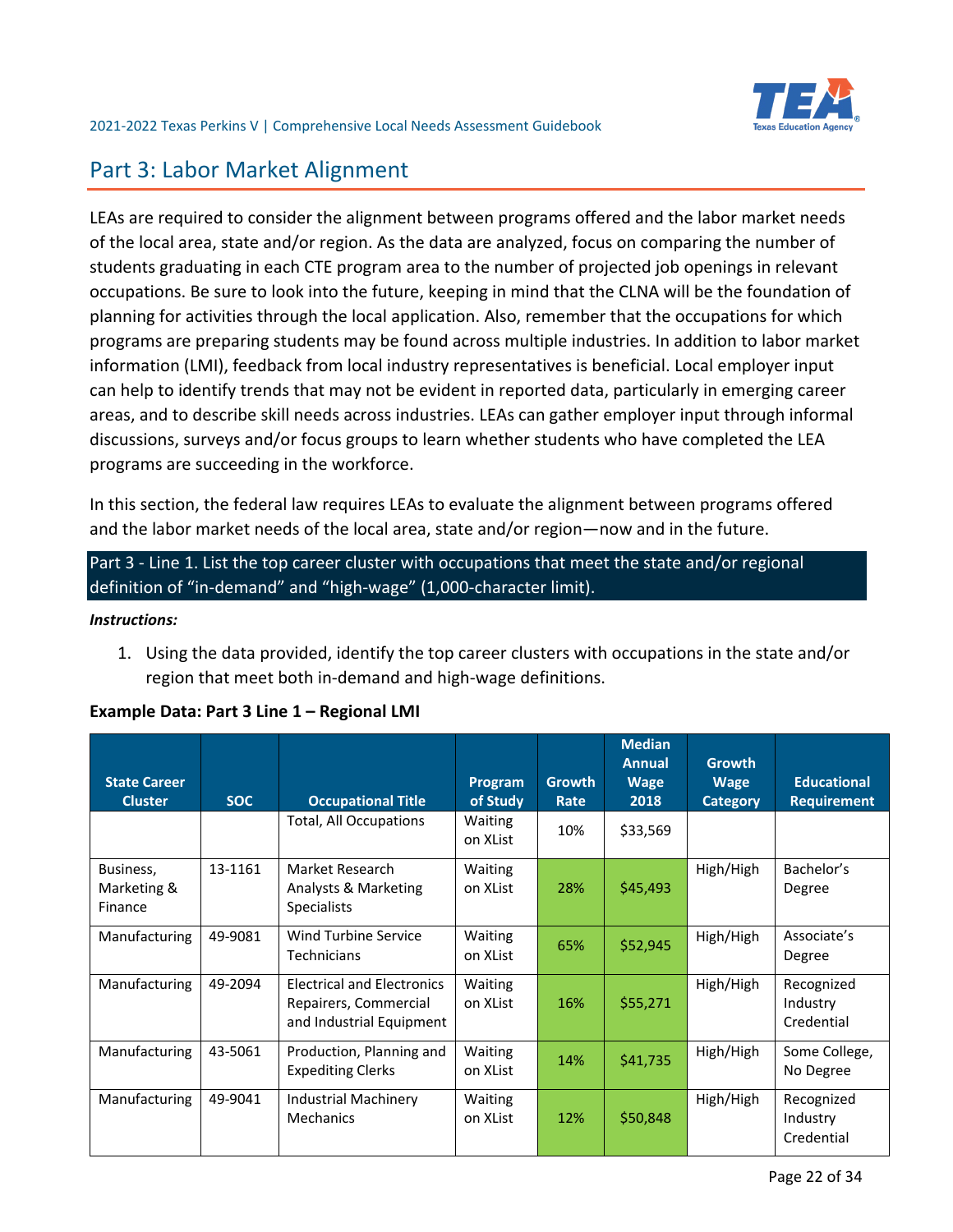## Part 3: Labor Market Alignment

LEAs are required to consider the alignment between programs offered and the labor market needs of the local area, state and/or region. As the data are analyzed, focus on comparing the number of students graduating in each CTE program area to the number of projected job openings in relevant occupations. Be sure to look into the future, keeping in mind that the CLNA will be the foundation of planning for activities through the local application. Also, remember that the occupations for which programs are preparing students may be found across multiple industries. In addition to labor market information (LMI), feedback from local industry representatives is beneficial. Local employer input can help to identify trends that may not be evident in reported data, particularly in emerging career areas, and to describe skill needs across industries. LEAs can gather employer input through informal discussions, surveys and/or focus groups to learn whether students who have completed the LEA programs are succeeding in the workforce.

In this section, the federal law requires LEAs to evaluate the alignment between programs offered and the labor market needs of the local area, state and/or region—now and in the future.

### Part 3 - Line 1. List the top career cluster with occupations that meet the state and/or regional definition of "in-demand" and "high-wage" (1,000-character limit).

***Instructions:***

1. Using the data provided, identify the top career clusters with occupations in the state and/or region that meet both in-demand and high-wage definitions.

**Example Data: Part 3 Line 1 – Regional LMI**

| State Career Cluster | SOC | Occupational Title | Program of Study | Growth Rate | Median Annual Wage 2018 | Growth Wage Category | Educational Requirement |
|---|---|---|---|---|---|---|---|
| | | Total, All Occupations | Waiting on XList | 10% | $33,569 | | |
| Business, Marketing & Finance | 13-1161 | Market Research Analysts & Marketing Specialists | Waiting on XList | 28% | $45,493 | High/High | Bachelor's Degree |
| Manufacturing | 49-9081 | Wind Turbine Service Technicians | Waiting on XList | 65% | $52,945 | High/High | Associate's Degree |
| Manufacturing | 49-2094 | Electrical and Electronics Repairers, Commercial and Industrial Equipment | Waiting on XList | 16% | $55,271 | High/High | Recognized Industry Credential |
| Manufacturing | 43-5061 | Production, Planning and Expediting Clerks | Waiting on XList | 14% | $41,735 | High/High | Some College, No Degree |
| Manufacturing | 49-9041 | Industrial Machinery Mechanics | Waiting on XList | 12% | $50,848 | High/High | Recognized Industry Credential |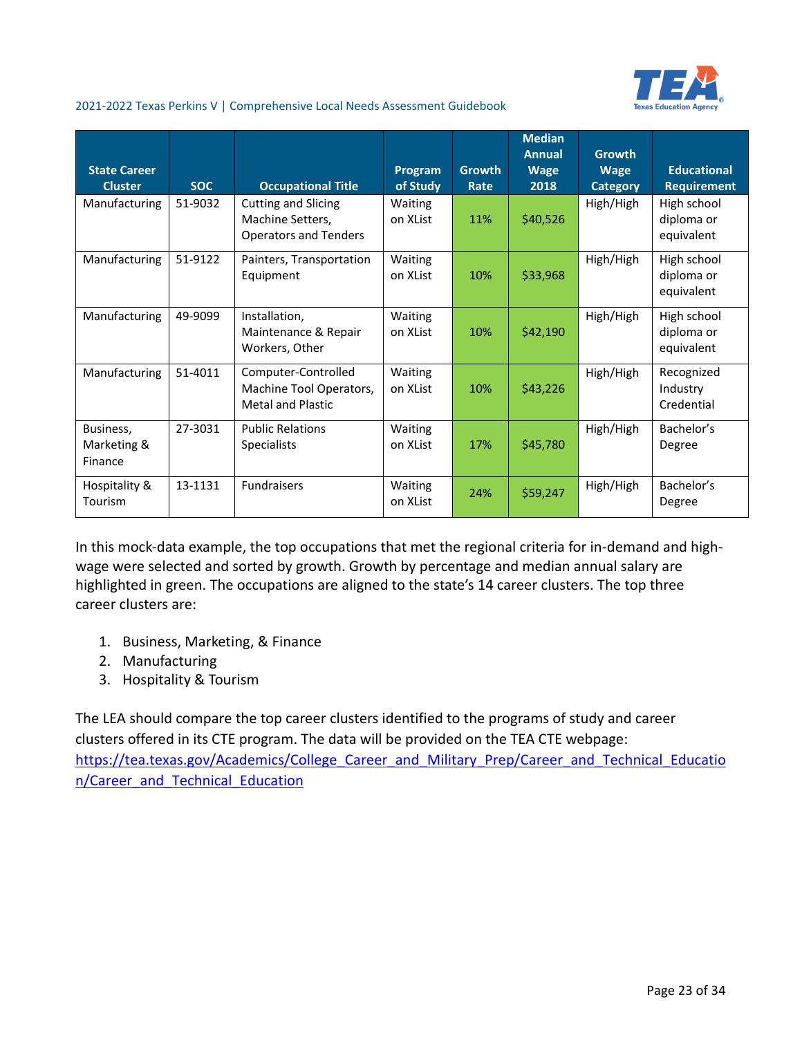| State Career Cluster | SOC | Occupational Title | Program of Study | Growth Rate | Median Annual Wage 2018 | Growth Wage Category | Educational Requirement |
|---|---|---|---|---|---|---|---|
| Manufacturing | 51-9032 | Cutting and Slicing Machine Setters, Operators and Tenders | Waiting on XList | 11% | $40,526 | High/High | High school diploma or equivalent |
| Manufacturing | 51-9122 | Painters, Transportation Equipment | Waiting on XList | 10% | $33,968 | High/High | High school diploma or equivalent |
| Manufacturing | 49-9099 | Installation, Maintenance & Repair Workers, Other | Waiting on XList | 10% | $42,190 | High/High | High school diploma or equivalent |
| Manufacturing | 51-4011 | Computer-Controlled Machine Tool Operators, Metal and Plastic | Waiting on XList | 10% | $43,226 | High/High | Recognized Industry Credential |
| Business, Marketing & Finance | 27-3031 | Public Relations Specialists | Waiting on XList | 17% | $45,780 | High/High | Bachelor's Degree |
| Hospitality & Tourism | 13-1131 | Fundraisers | Waiting on XList | 24% | $59,247 | High/High | Bachelor's Degree |

In this mock-data example, the top occupations that met the regional criteria for in-demand and high-wage were selected and sorted by growth. Growth by percentage and median annual salary are highlighted in green. The occupations are aligned to the state's 14 career clusters. The top three career clusters are:

1. Business, Marketing, & Finance
2. Manufacturing
3. Hospitality & Tourism

The LEA should compare the top career clusters identified to the programs of study and career clusters offered in its CTE program. The data will be provided on the TEA CTE webpage: https://tea.texas.gov/Academics/College_Career_and_Military_Prep/Career_and_Technical_Education/Career_and_Technical_Education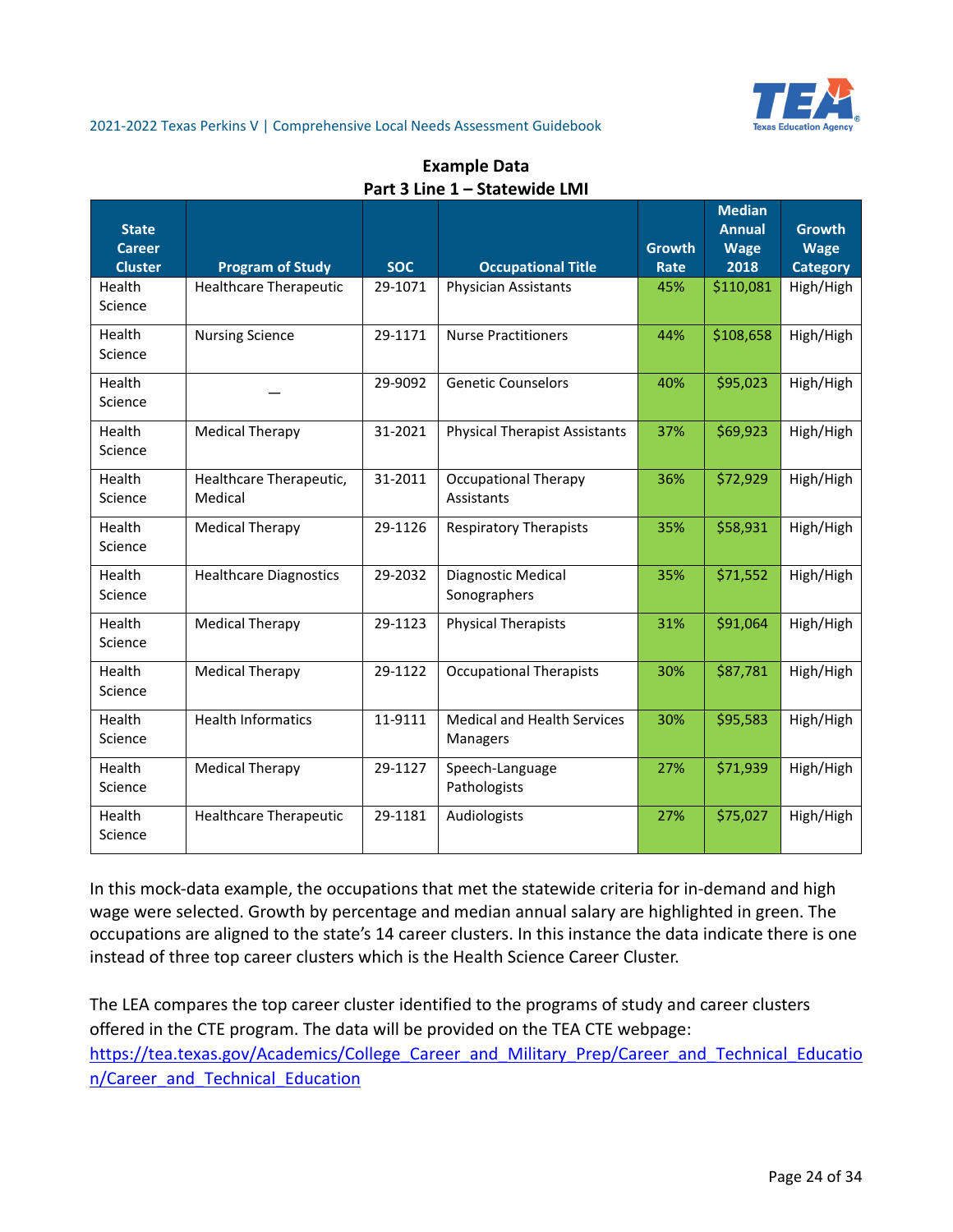**Example Data**
**Part 3 Line 1 – Statewide LMI**

| State Career Cluster | Program of Study | SOC | Occupational Title | Growth Rate | Median Annual Wage 2018 | Growth Wage Category |
|---|---|---|---|---|---|---|
| Health Science | Healthcare Therapeutic | 29-1071 | Physician Assistants | 45% | $110,081 | High/High |
| Health Science | Nursing Science | 29-1171 | Nurse Practitioners | 44% | $108,658 | High/High |
| Health Science | — | 29-9092 | Genetic Counselors | 40% | $95,023 | High/High |
| Health Science | Medical Therapy | 31-2021 | Physical Therapist Assistants | 37% | $69,923 | High/High |
| Health Science | Healthcare Therapeutic, Medical | 31-2011 | Occupational Therapy Assistants | 36% | $72,929 | High/High |
| Health Science | Medical Therapy | 29-1126 | Respiratory Therapists | 35% | $58,931 | High/High |
| Health Science | Healthcare Diagnostics | 29-2032 | Diagnostic Medical Sonographers | 35% | $71,552 | High/High |
| Health Science | Medical Therapy | 29-1123 | Physical Therapists | 31% | $91,064 | High/High |
| Health Science | Medical Therapy | 29-1122 | Occupational Therapists | 30% | $87,781 | High/High |
| Health Science | Health Informatics | 11-9111 | Medical and Health Services Managers | 30% | $95,583 | High/High |
| Health Science | Medical Therapy | 29-1127 | Speech-Language Pathologists | 27% | $71,939 | High/High |
| Health Science | Healthcare Therapeutic | 29-1181 | Audiologists | 27% | $75,027 | High/High |

In this mock-data example, the occupations that met the statewide criteria for in-demand and high wage were selected. Growth by percentage and median annual salary are highlighted in green. The occupations are aligned to the state's 14 career clusters. In this instance the data indicate there is one instead of three top career clusters which is the Health Science Career Cluster.

The LEA compares the top career cluster identified to the programs of study and career clusters offered in the CTE program. The data will be provided on the TEA CTE webpage: [https://tea.texas.gov/Academics/College_Career_and_Military_Prep/Career_and_Technical_Education/Career_and_Technical_Education](https://tea.texas.gov/Academics/College_Career_and_Military_Prep/Career_and_Technical_Education/Career_and_Technical_Education)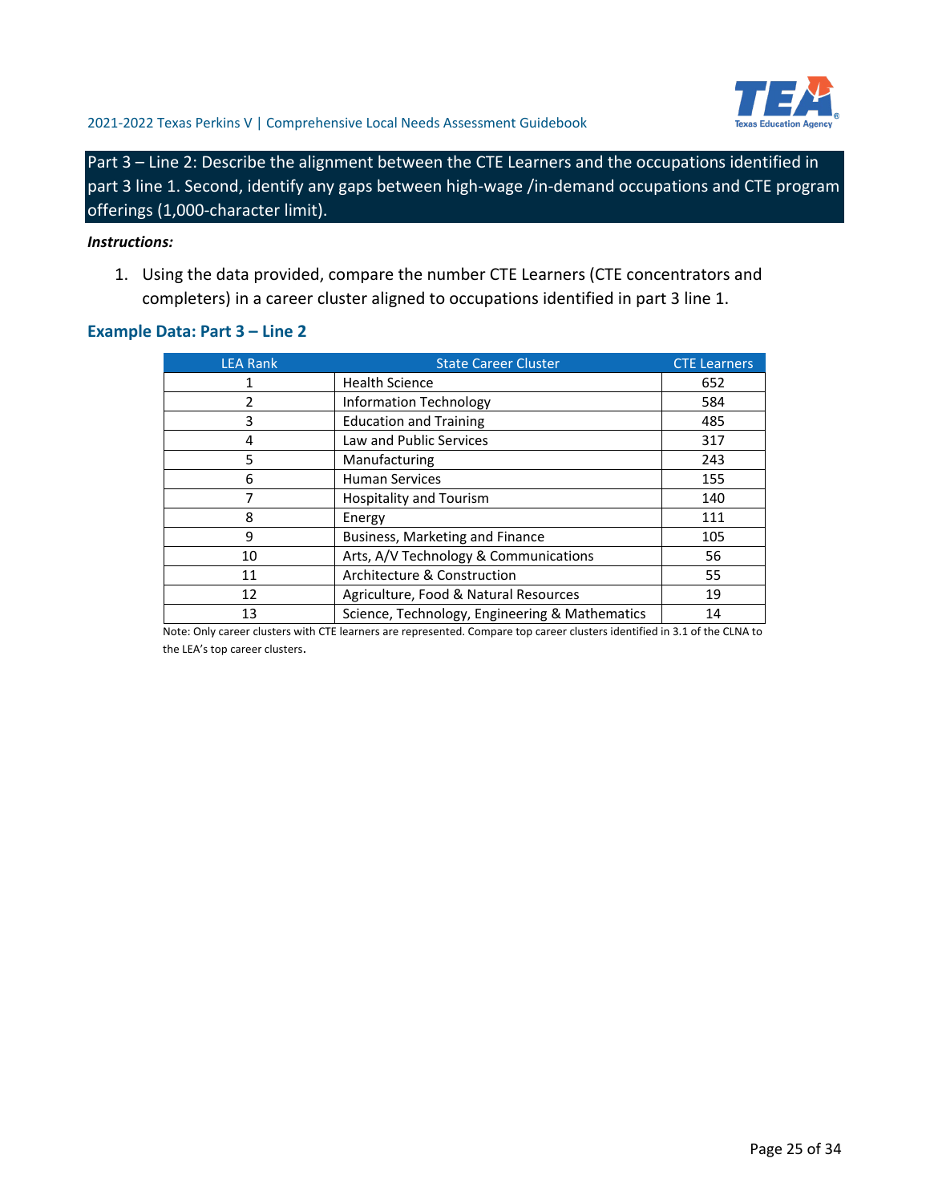## Part 3 – Line 2: Describe the alignment between the CTE Learners and the occupations identified in part 3 line 1. Second, identify any gaps between high-wage /in-demand occupations and CTE program offerings (1,000-character limit).

***Instructions:***

1. Using the data provided, compare the number CTE Learners (CTE concentrators and completers) in a career cluster aligned to occupations identified in part 3 line 1.

### Example Data: Part 3 – Line 2

| LEA Rank | State Career Cluster | CTE Learners |
|---|---|---|
| 1 | Health Science | 652 |
| 2 | Information Technology | 584 |
| 3 | Education and Training | 485 |
| 4 | Law and Public Services | 317 |
| 5 | Manufacturing | 243 |
| 6 | Human Services | 155 |
| 7 | Hospitality and Tourism | 140 |
| 8 | Energy | 111 |
| 9 | Business, Marketing and Finance | 105 |
| 10 | Arts, A/V Technology & Communications | 56 |
| 11 | Architecture & Construction | 55 |
| 12 | Agriculture, Food & Natural Resources | 19 |
| 13 | Science, Technology, Engineering & Mathematics | 14 |

Note: Only career clusters with CTE learners are represented. Compare top career clusters identified in 3.1 of the CLNA to the LEA's top career clusters.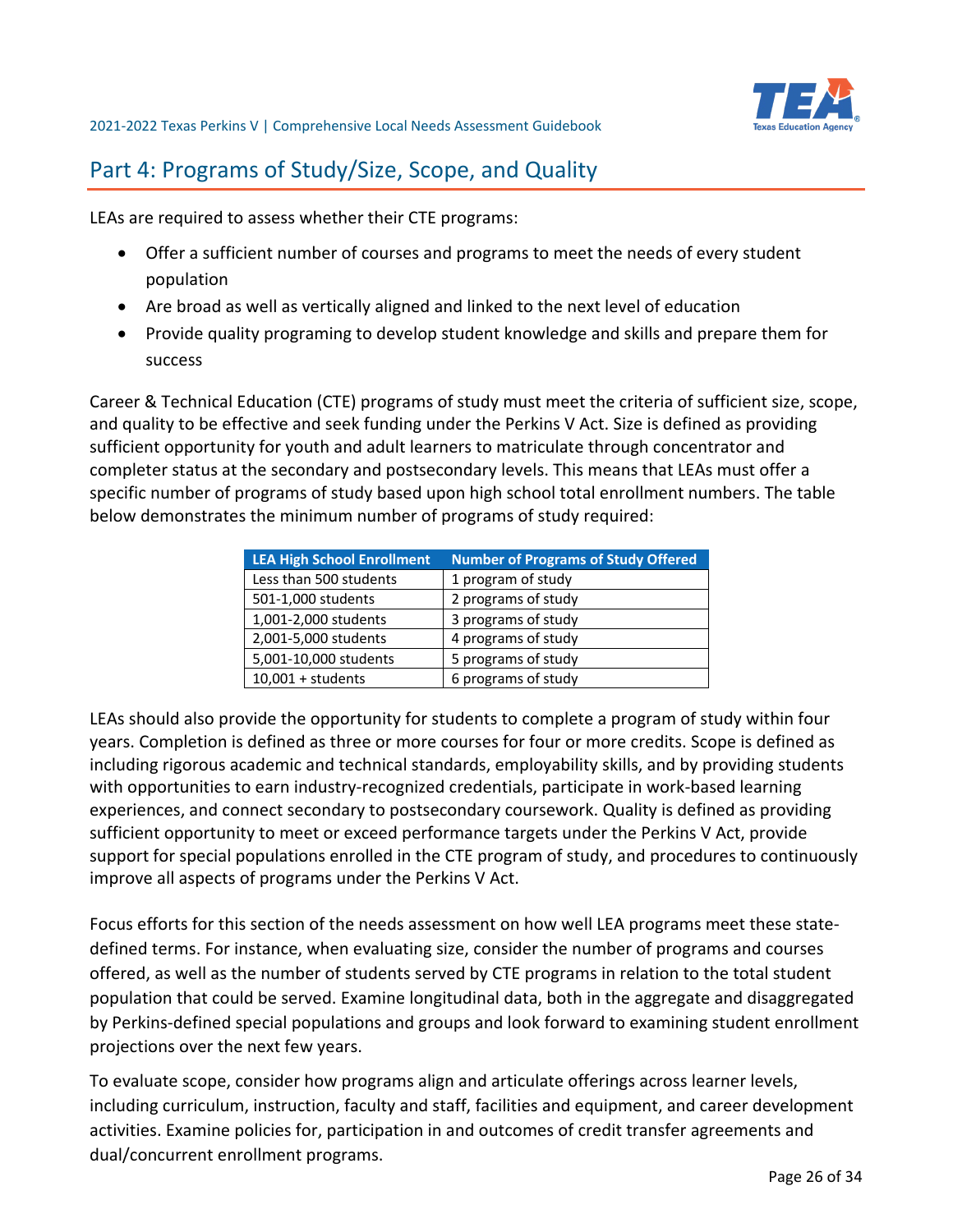## Part 4: Programs of Study/Size, Scope, and Quality

LEAs are required to assess whether their CTE programs:

- Offer a sufficient number of courses and programs to meet the needs of every student population
- Are broad as well as vertically aligned and linked to the next level of education
- Provide quality programing to develop student knowledge and skills and prepare them for success

Career & Technical Education (CTE) programs of study must meet the criteria of sufficient size, scope, and quality to be effective and seek funding under the Perkins V Act. Size is defined as providing sufficient opportunity for youth and adult learners to matriculate through concentrator and completer status at the secondary and postsecondary levels. This means that LEAs must offer a specific number of programs of study based upon high school total enrollment numbers. The table below demonstrates the minimum number of programs of study required:

| LEA High School Enrollment | Number of Programs of Study Offered |
| --- | --- |
| Less than 500 students | 1 program of study |
| 501-1,000 students | 2 programs of study |
| 1,001-2,000 students | 3 programs of study |
| 2,001-5,000 students | 4 programs of study |
| 5,001-10,000 students | 5 programs of study |
| 10,001 + students | 6 programs of study |

LEAs should also provide the opportunity for students to complete a program of study within four years. Completion is defined as three or more courses for four or more credits. Scope is defined as including rigorous academic and technical standards, employability skills, and by providing students with opportunities to earn industry-recognized credentials, participate in work-based learning experiences, and connect secondary to postsecondary coursework. Quality is defined as providing sufficient opportunity to meet or exceed performance targets under the Perkins V Act, provide support for special populations enrolled in the CTE program of study, and procedures to continuously improve all aspects of programs under the Perkins V Act.

Focus efforts for this section of the needs assessment on how well LEA programs meet these state-defined terms. For instance, when evaluating size, consider the number of programs and courses offered, as well as the number of students served by CTE programs in relation to the total student population that could be served. Examine longitudinal data, both in the aggregate and disaggregated by Perkins-defined special populations and groups and look forward to examining student enrollment projections over the next few years.

To evaluate scope, consider how programs align and articulate offerings across learner levels, including curriculum, instruction, faculty and staff, facilities and equipment, and career development activities. Examine policies for, participation in and outcomes of credit transfer agreements and dual/concurrent enrollment programs.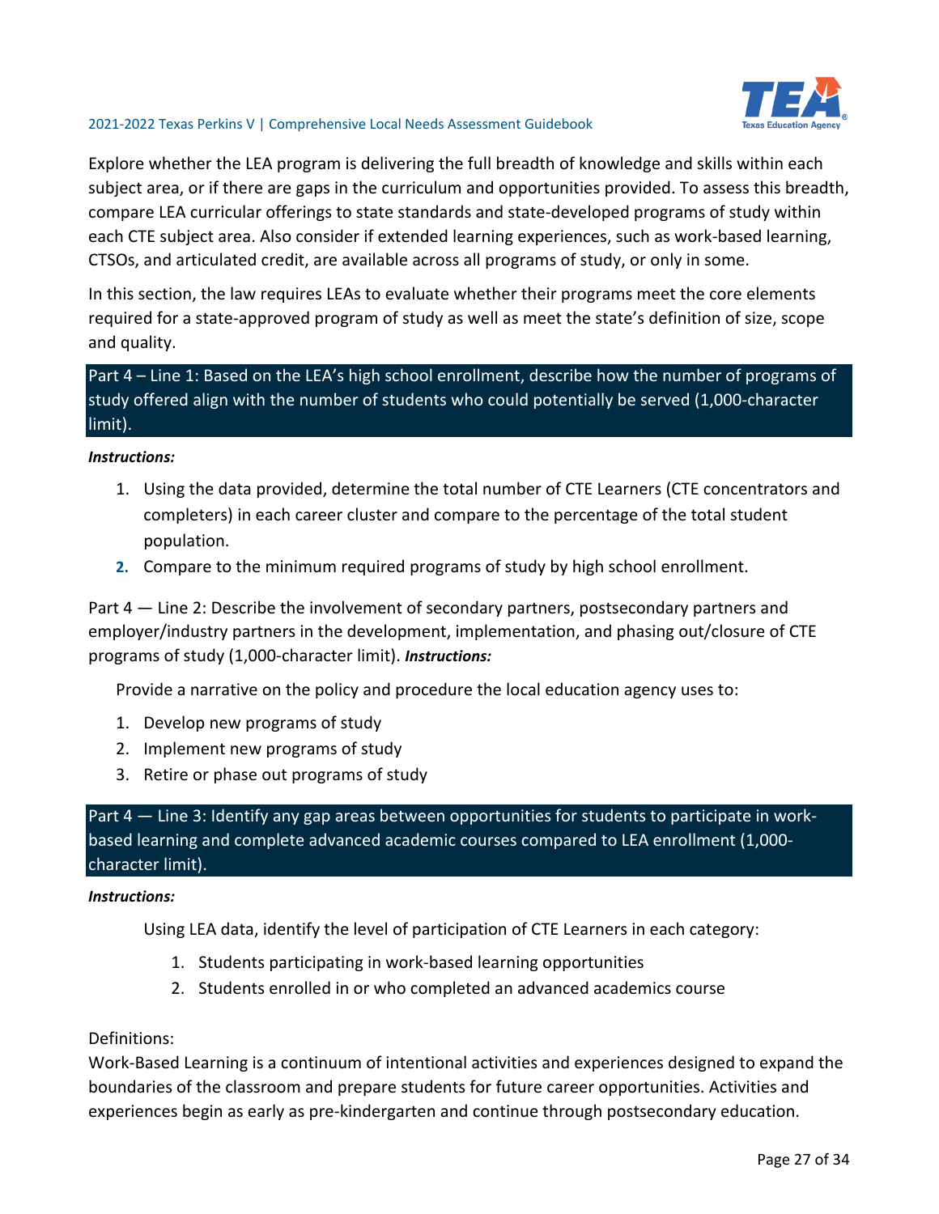Explore whether the LEA program is delivering the full breadth of knowledge and skills within each subject area, or if there are gaps in the curriculum and opportunities provided. To assess this breadth, compare LEA curricular offerings to state standards and state-developed programs of study within each CTE subject area. Also consider if extended learning experiences, such as work-based learning, CTSOs, and articulated credit, are available across all programs of study, or only in some.

In this section, the law requires LEAs to evaluate whether their programs meet the core elements required for a state-approved program of study as well as meet the state's definition of size, scope and quality.

### Part 4 – Line 1: Based on the LEA's high school enrollment, describe how the number of programs of study offered align with the number of students who could potentially be served (1,000-character limit).

***Instructions:***

1. Using the data provided, determine the total number of CTE Learners (CTE concentrators and completers) in each career cluster and compare to the percentage of the total student population.
2. Compare to the minimum required programs of study by high school enrollment.

Part 4 — Line 2: Describe the involvement of secondary partners, postsecondary partners and employer/industry partners in the development, implementation, and phasing out/closure of CTE programs of study (1,000-character limit). ***Instructions:***

Provide a narrative on the policy and procedure the local education agency uses to:

1. Develop new programs of study
2. Implement new programs of study
3. Retire or phase out programs of study

### Part 4 — Line 3: Identify any gap areas between opportunities for students to participate in work-based learning and complete advanced academic courses compared to LEA enrollment (1,000-character limit).

***Instructions:***

Using LEA data, identify the level of participation of CTE Learners in each category:

1. Students participating in work-based learning opportunities
2. Students enrolled in or who completed an advanced academics course

Definitions:
Work-Based Learning is a continuum of intentional activities and experiences designed to expand the boundaries of the classroom and prepare students for future career opportunities. Activities and experiences begin as early as pre-kindergarten and continue through postsecondary education.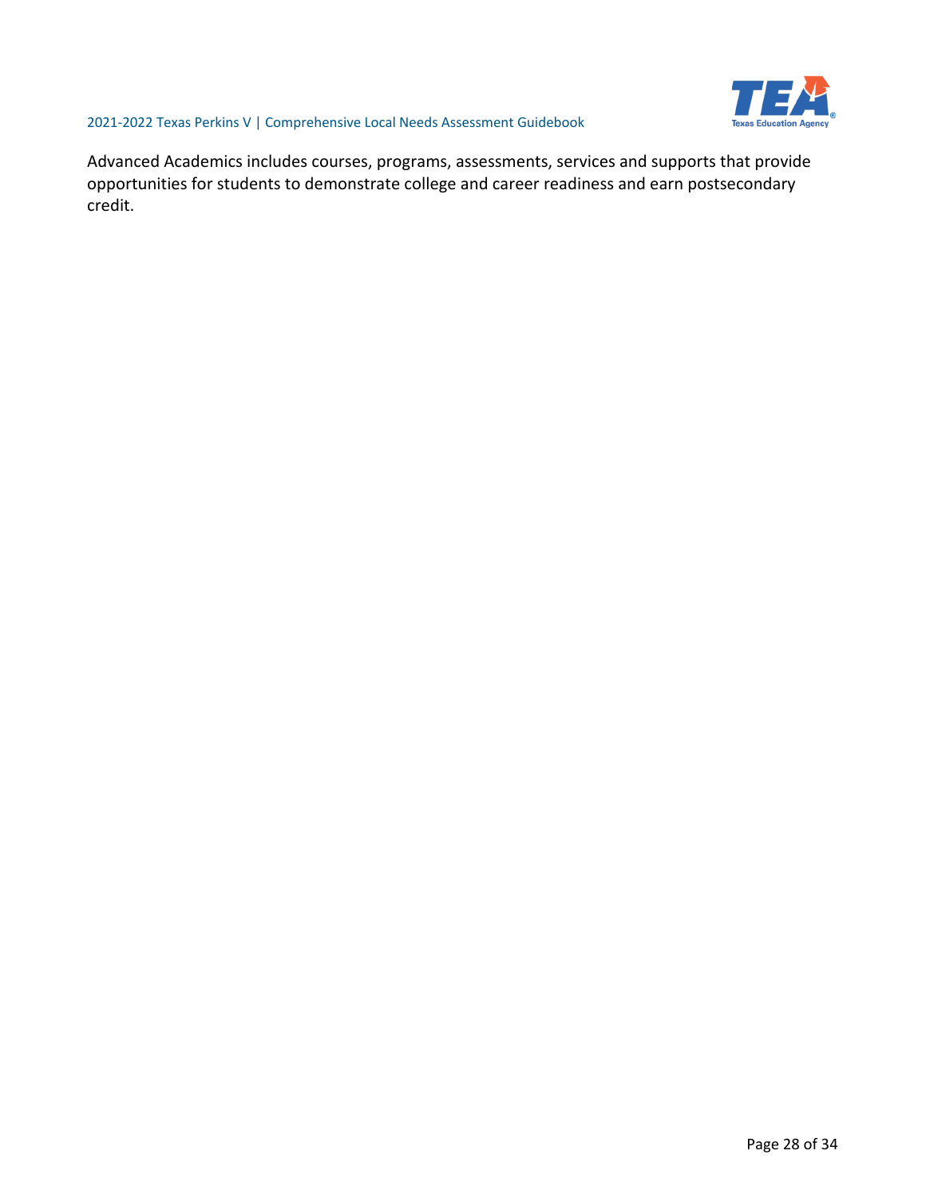Advanced Academics includes courses, programs, assessments, services and supports that provide opportunities for students to demonstrate college and career readiness and earn postsecondary credit.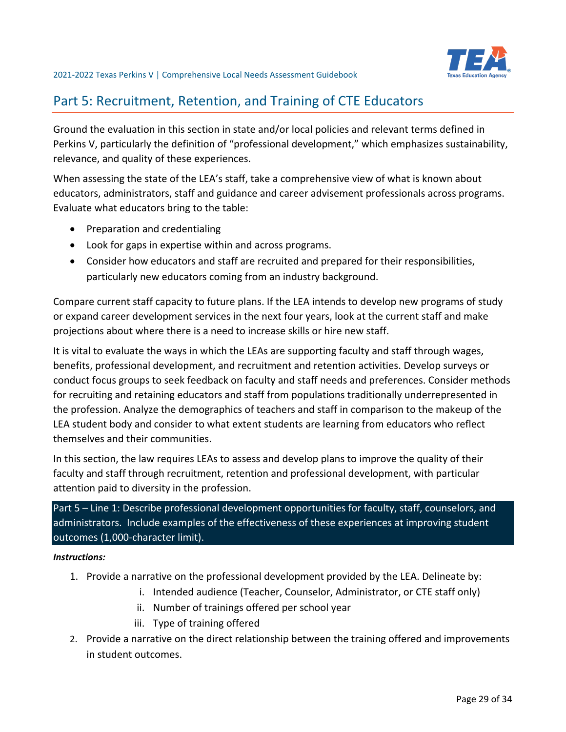# Part 5: Recruitment, Retention, and Training of CTE Educators

Ground the evaluation in this section in state and/or local policies and relevant terms defined in Perkins V, particularly the definition of "professional development," which emphasizes sustainability, relevance, and quality of these experiences.

When assessing the state of the LEA's staff, take a comprehensive view of what is known about educators, administrators, staff and guidance and career advisement professionals across programs. Evaluate what educators bring to the table:

- Preparation and credentialing
- Look for gaps in expertise within and across programs.
- Consider how educators and staff are recruited and prepared for their responsibilities, particularly new educators coming from an industry background.

Compare current staff capacity to future plans. If the LEA intends to develop new programs of study or expand career development services in the next four years, look at the current staff and make projections about where there is a need to increase skills or hire new staff.

It is vital to evaluate the ways in which the LEAs are supporting faculty and staff through wages, benefits, professional development, and recruitment and retention activities. Develop surveys or conduct focus groups to seek feedback on faculty and staff needs and preferences. Consider methods for recruiting and retaining educators and staff from populations traditionally underrepresented in the profession. Analyze the demographics of teachers and staff in comparison to the makeup of the LEA student body and consider to what extent students are learning from educators who reflect themselves and their communities.

In this section, the law requires LEAs to assess and develop plans to improve the quality of their faculty and staff through recruitment, retention and professional development, with particular attention paid to diversity in the profession.

**Part 5 – Line 1: Describe professional development opportunities for faculty, staff, counselors, and administrators. Include examples of the effectiveness of these experiences at improving student outcomes (1,000-character limit).**

***Instructions:***

1. Provide a narrative on the professional development provided by the LEA. Delineate by:
   i. Intended audience (Teacher, Counselor, Administrator, or CTE staff only)
   ii. Number of trainings offered per school year
   iii. Type of training offered
2. Provide a narrative on the direct relationship between the training offered and improvements in student outcomes.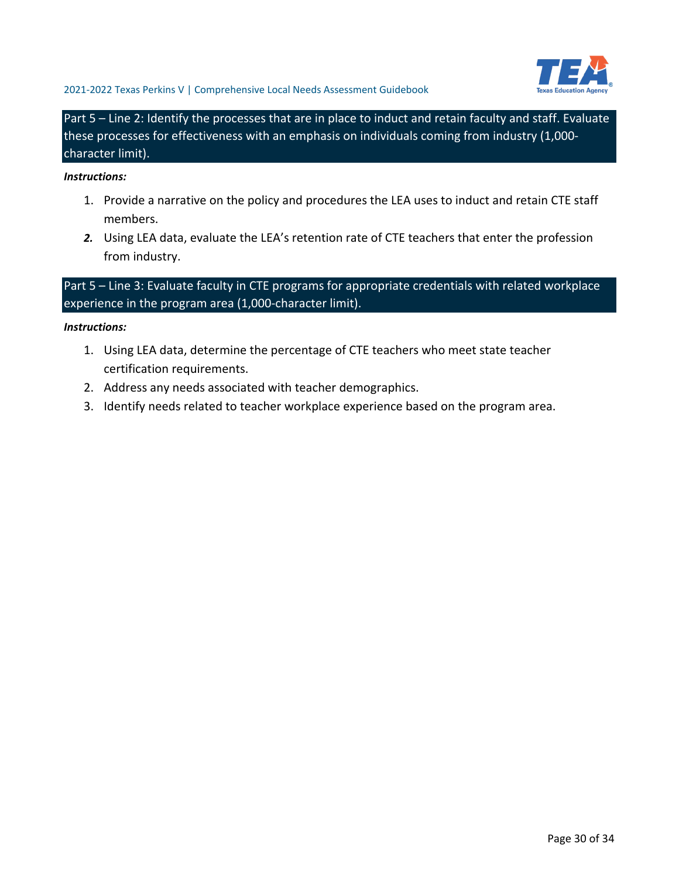## Part 5 – Line 2: Identify the processes that are in place to induct and retain faculty and staff. Evaluate these processes for effectiveness with an emphasis on individuals coming from industry (1,000-character limit).

***Instructions:***

1. Provide a narrative on the policy and procedures the LEA uses to induct and retain CTE staff members.
2. Using LEA data, evaluate the LEA's retention rate of CTE teachers that enter the profession from industry.

## Part 5 – Line 3: Evaluate faculty in CTE programs for appropriate credentials with related workplace experience in the program area (1,000-character limit).

***Instructions:***

1. Using LEA data, determine the percentage of CTE teachers who meet state teacher certification requirements.
2. Address any needs associated with teacher demographics.
3. Identify needs related to teacher workplace experience based on the program area.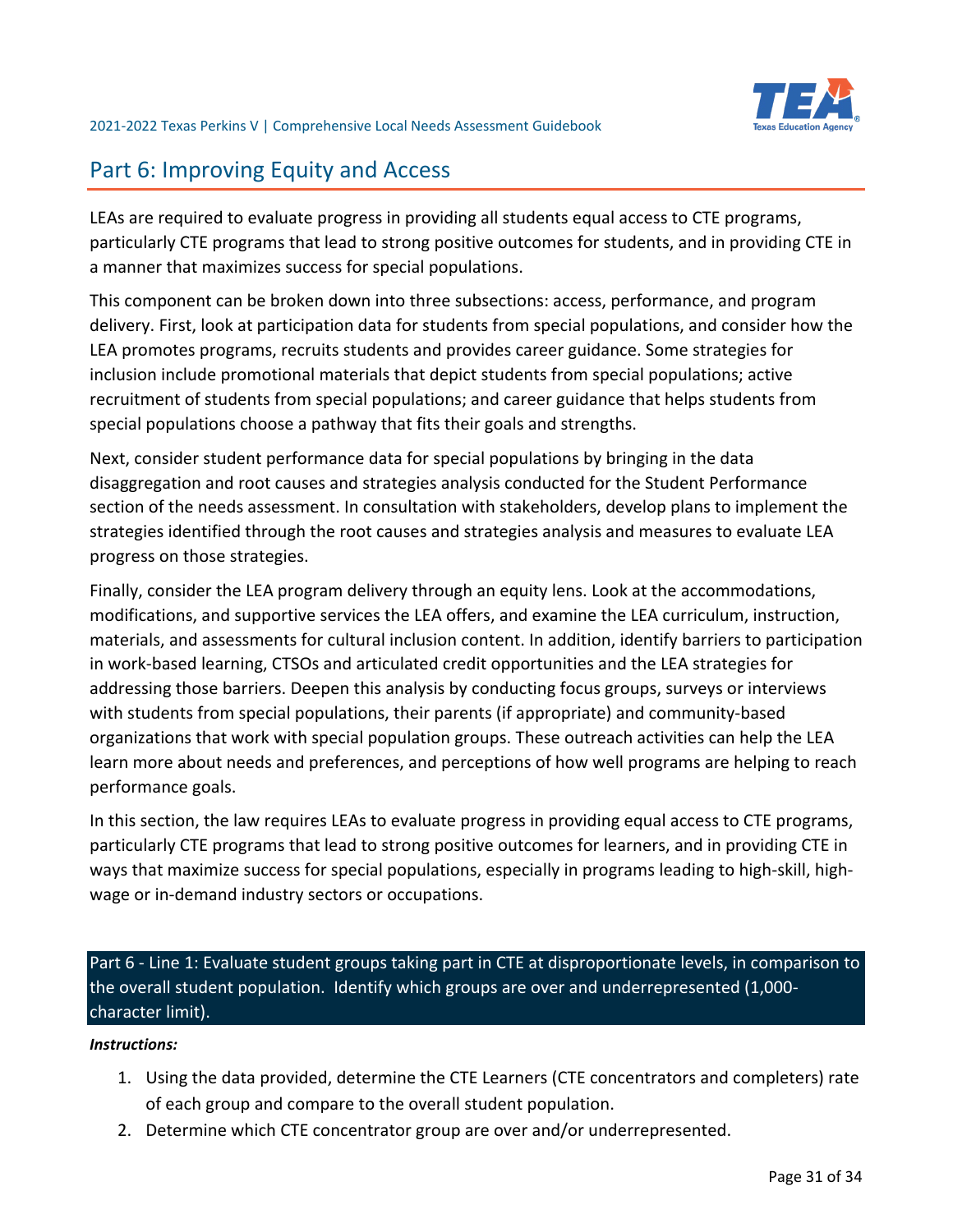## Part 6: Improving Equity and Access

LEAs are required to evaluate progress in providing all students equal access to CTE programs, particularly CTE programs that lead to strong positive outcomes for students, and in providing CTE in a manner that maximizes success for special populations.

This component can be broken down into three subsections: access, performance, and program delivery. First, look at participation data for students from special populations, and consider how the LEA promotes programs, recruits students and provides career guidance. Some strategies for inclusion include promotional materials that depict students from special populations; active recruitment of students from special populations; and career guidance that helps students from special populations choose a pathway that fits their goals and strengths.

Next, consider student performance data for special populations by bringing in the data disaggregation and root causes and strategies analysis conducted for the Student Performance section of the needs assessment. In consultation with stakeholders, develop plans to implement the strategies identified through the root causes and strategies analysis and measures to evaluate LEA progress on those strategies.

Finally, consider the LEA program delivery through an equity lens. Look at the accommodations, modifications, and supportive services the LEA offers, and examine the LEA curriculum, instruction, materials, and assessments for cultural inclusion content. In addition, identify barriers to participation in work-based learning, CTSOs and articulated credit opportunities and the LEA strategies for addressing those barriers. Deepen this analysis by conducting focus groups, surveys or interviews with students from special populations, their parents (if appropriate) and community-based organizations that work with special population groups. These outreach activities can help the LEA learn more about needs and preferences, and perceptions of how well programs are helping to reach performance goals.

In this section, the law requires LEAs to evaluate progress in providing equal access to CTE programs, particularly CTE programs that lead to strong positive outcomes for learners, and in providing CTE in ways that maximize success for special populations, especially in programs leading to high-skill, high-wage or in-demand industry sectors or occupations.

### Part 6 - Line 1: Evaluate student groups taking part in CTE at disproportionate levels, in comparison to the overall student population. Identify which groups are over and underrepresented (1,000-character limit).

***Instructions:***

1. Using the data provided, determine the CTE Learners (CTE concentrators and completers) rate of each group and compare to the overall student population.
2. Determine which CTE concentrator group are over and/or underrepresented.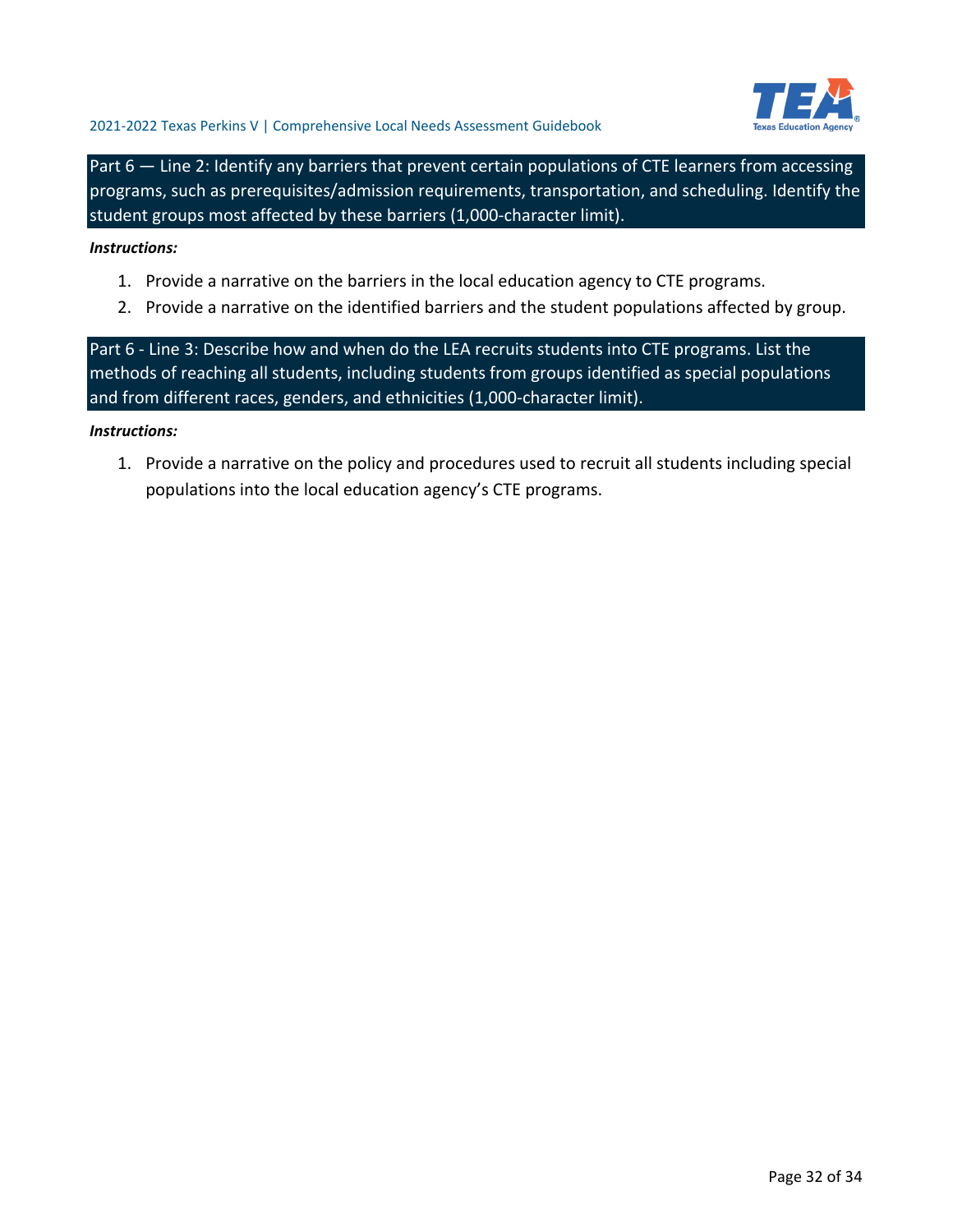## Part 6 — Line 2: Identify any barriers that prevent certain populations of CTE learners from accessing programs, such as prerequisites/admission requirements, transportation, and scheduling. Identify the student groups most affected by these barriers (1,000-character limit).

***Instructions:***

1. Provide a narrative on the barriers in the local education agency to CTE programs.
2. Provide a narrative on the identified barriers and the student populations affected by group.

## Part 6 - Line 3: Describe how and when do the LEA recruits students into CTE programs. List the methods of reaching all students, including students from groups identified as special populations and from different races, genders, and ethnicities (1,000-character limit).

***Instructions:***

1. Provide a narrative on the policy and procedures used to recruit all students including special populations into the local education agency's CTE programs.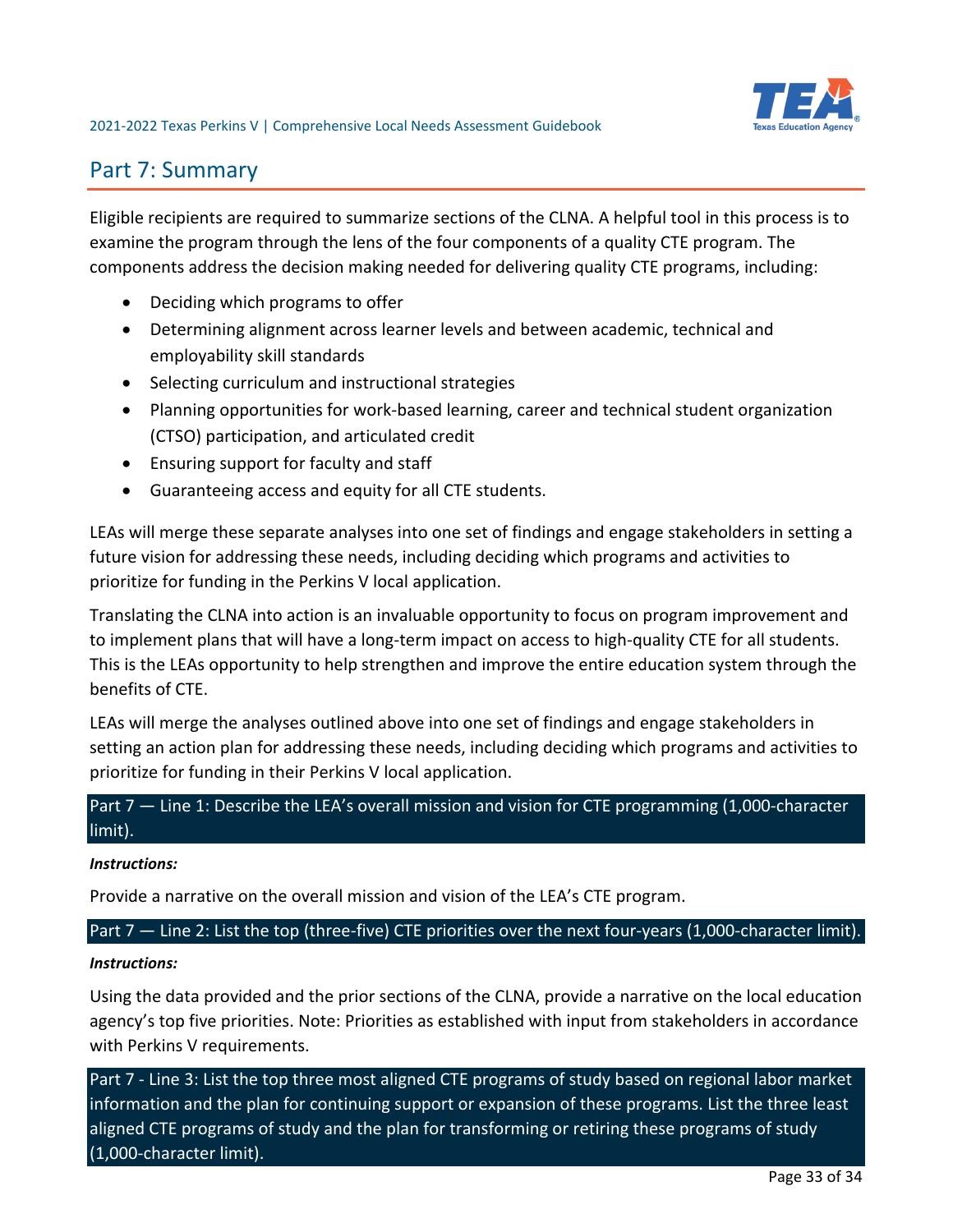## Part 7: Summary

Eligible recipients are required to summarize sections of the CLNA. A helpful tool in this process is to examine the program through the lens of the four components of a quality CTE program. The components address the decision making needed for delivering quality CTE programs, including:

- Deciding which programs to offer
- Determining alignment across learner levels and between academic, technical and employability skill standards
- Selecting curriculum and instructional strategies
- Planning opportunities for work-based learning, career and technical student organization (CTSO) participation, and articulated credit
- Ensuring support for faculty and staff
- Guaranteeing access and equity for all CTE students.

LEAs will merge these separate analyses into one set of findings and engage stakeholders in setting a future vision for addressing these needs, including deciding which programs and activities to prioritize for funding in the Perkins V local application.

Translating the CLNA into action is an invaluable opportunity to focus on program improvement and to implement plans that will have a long-term impact on access to high-quality CTE for all students. This is the LEAs opportunity to help strengthen and improve the entire education system through the benefits of CTE.

LEAs will merge the analyses outlined above into one set of findings and engage stakeholders in setting an action plan for addressing these needs, including deciding which programs and activities to prioritize for funding in their Perkins V local application.

**Part 7 — Line 1: Describe the LEA's overall mission and vision for CTE programming (1,000-character limit).**

***Instructions:***

Provide a narrative on the overall mission and vision of the LEA's CTE program.

**Part 7 — Line 2: List the top (three-five) CTE priorities over the next four-years (1,000-character limit).**

***Instructions:***

Using the data provided and the prior sections of the CLNA, provide a narrative on the local education agency's top five priorities. Note: Priorities as established with input from stakeholders in accordance with Perkins V requirements.

**Part 7 - Line 3: List the top three most aligned CTE programs of study based on regional labor market information and the plan for continuing support or expansion of these programs. List the three least aligned CTE programs of study and the plan for transforming or retiring these programs of study (1,000-character limit).**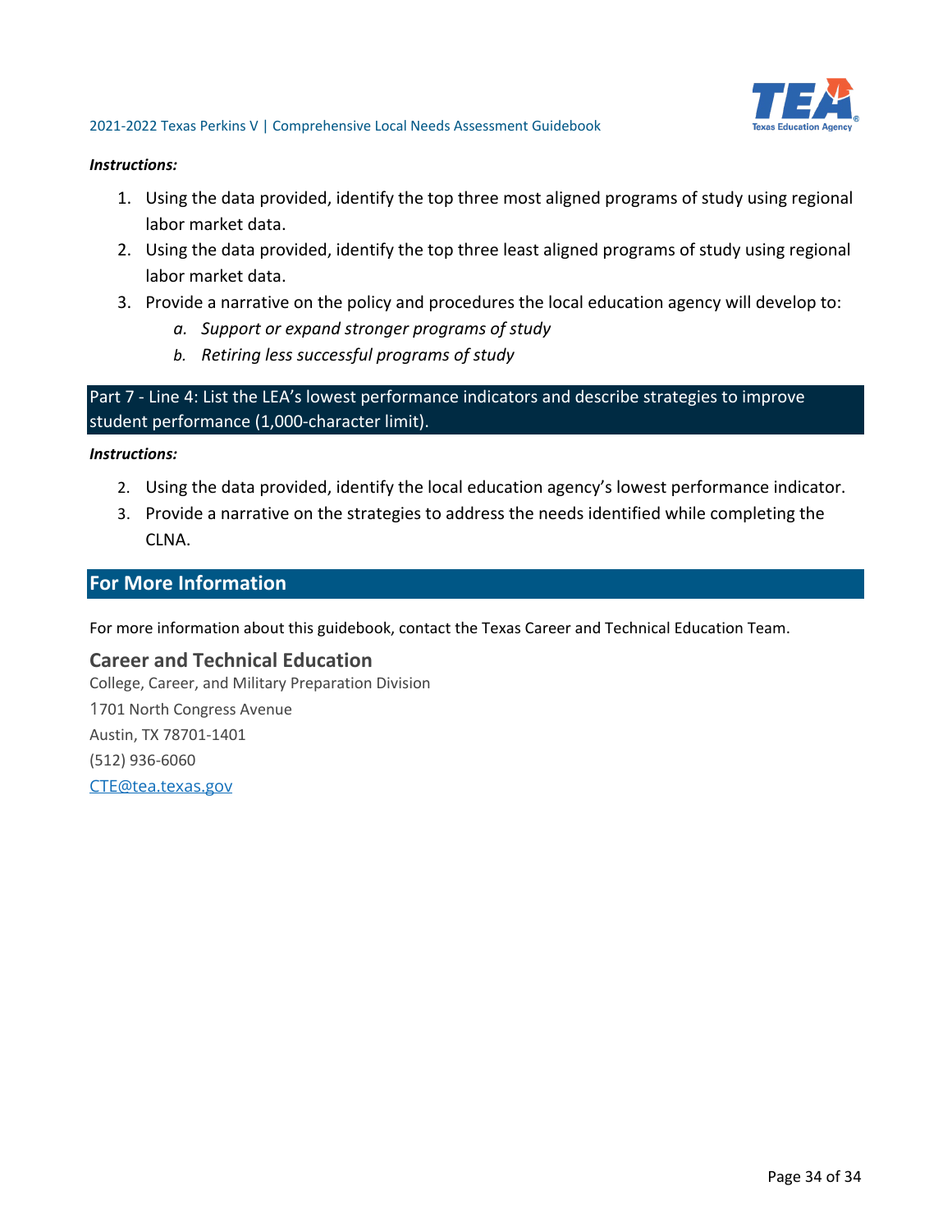***Instructions:***

1. Using the data provided, identify the top three most aligned programs of study using regional labor market data.
2. Using the data provided, identify the top three least aligned programs of study using regional labor market data.
3. Provide a narrative on the policy and procedures the local education agency will develop to:
    a. *Support or expand stronger programs of study*
    b. *Retiring less successful programs of study*

### Part 7 - Line 4: List the LEA's lowest performance indicators and describe strategies to improve student performance (1,000-character limit).

***Instructions:***

2. Using the data provided, identify the local education agency's lowest performance indicator.
3. Provide a narrative on the strategies to address the needs identified while completing the CLNA.

## For More Information

For more information about this guidebook, contact the Texas Career and Technical Education Team.

### Career and Technical Education

College, Career, and Military Preparation Division
1701 North Congress Avenue
Austin, TX 78701-1401
(512) 936-6060
CTE@tea.texas.gov